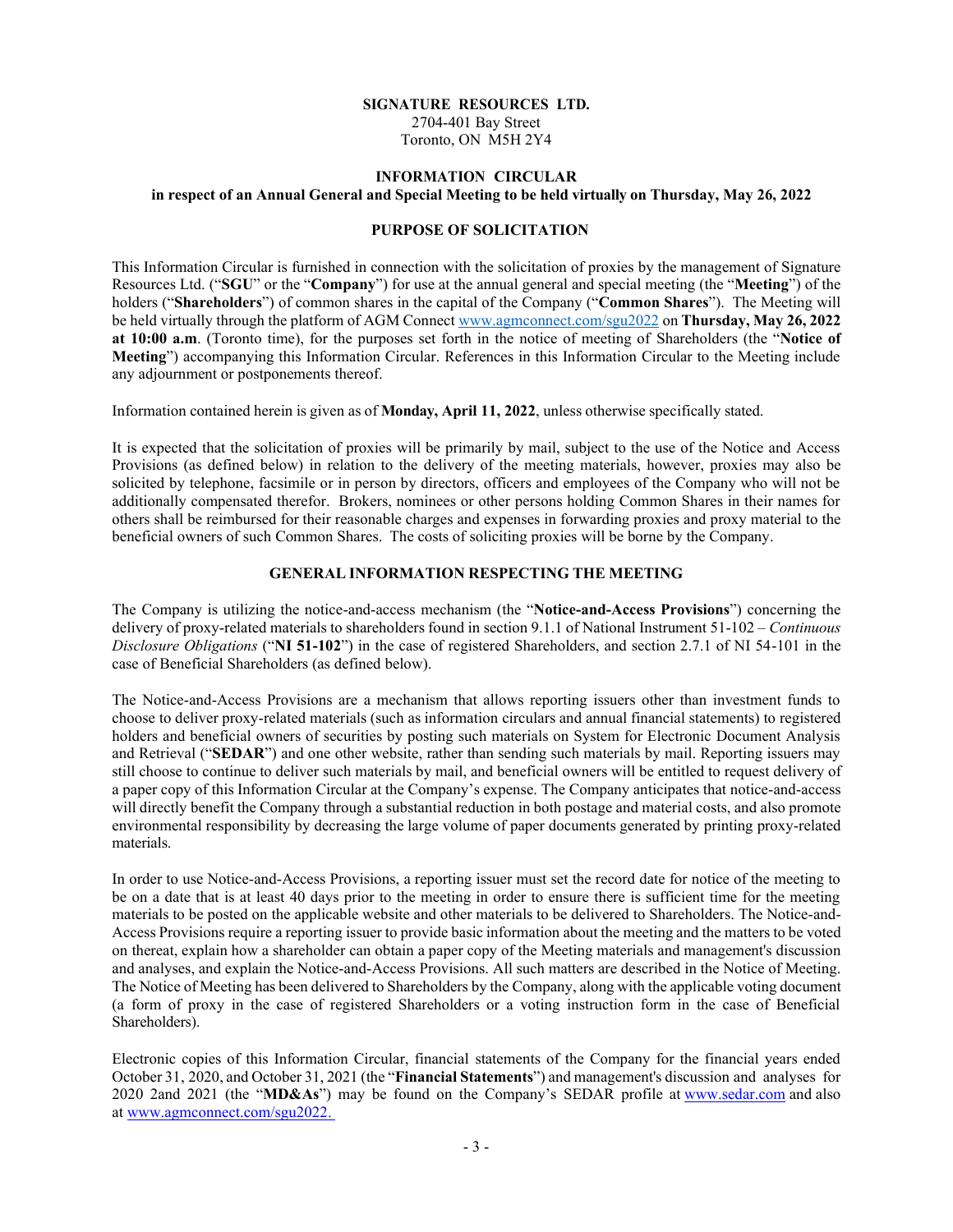**SIGNATURE RESOURCES LTD.**
2704-401 Bay Street
Toronto, ON M5H 2Y4

**INFORMATION CIRCULAR**
**in respect of an Annual General and Special Meeting to be held virtually on Thursday, May 26, 2022**

## PURPOSE OF SOLICITATION

This Information Circular is furnished in connection with the solicitation of proxies by the management of Signature Resources Ltd. ("**SGU**" or the "**Company**") for use at the annual general and special meeting (the "**Meeting**") of the holders ("**Shareholders**") of common shares in the capital of the Company ("**Common Shares**"). The Meeting will be held virtually through the platform of AGM Connect www.agmconnect.com/sgu2022 on **Thursday, May 26, 2022 at 10:00 a.m**. (Toronto time), for the purposes set forth in the notice of meeting of Shareholders (the "**Notice of Meeting**") accompanying this Information Circular. References in this Information Circular to the Meeting include any adjournment or postponements thereof.

Information contained herein is given as of **Monday, April 11, 2022**, unless otherwise specifically stated.

It is expected that the solicitation of proxies will be primarily by mail, subject to the use of the Notice and Access Provisions (as defined below) in relation to the delivery of the meeting materials, however, proxies may also be solicited by telephone, facsimile or in person by directors, officers and employees of the Company who will not be additionally compensated therefor. Brokers, nominees or other persons holding Common Shares in their names for others shall be reimbursed for their reasonable charges and expenses in forwarding proxies and proxy material to the beneficial owners of such Common Shares. The costs of soliciting proxies will be borne by the Company.

## GENERAL INFORMATION RESPECTING THE MEETING

The Company is utilizing the notice-and-access mechanism (the "**Notice-and-Access Provisions**") concerning the delivery of proxy-related materials to shareholders found in section 9.1.1 of National Instrument 51-102 – *Continuous Disclosure Obligations* ("**NI 51-102**") in the case of registered Shareholders, and section 2.7.1 of NI 54-101 in the case of Beneficial Shareholders (as defined below).

The Notice-and-Access Provisions are a mechanism that allows reporting issuers other than investment funds to choose to deliver proxy-related materials (such as information circulars and annual financial statements) to registered holders and beneficial owners of securities by posting such materials on System for Electronic Document Analysis and Retrieval ("**SEDAR**") and one other website, rather than sending such materials by mail. Reporting issuers may still choose to continue to deliver such materials by mail, and beneficial owners will be entitled to request delivery of a paper copy of this Information Circular at the Company's expense. The Company anticipates that notice-and-access will directly benefit the Company through a substantial reduction in both postage and material costs, and also promote environmental responsibility by decreasing the large volume of paper documents generated by printing proxy-related materials.

In order to use Notice-and-Access Provisions, a reporting issuer must set the record date for notice of the meeting to be on a date that is at least 40 days prior to the meeting in order to ensure there is sufficient time for the meeting materials to be posted on the applicable website and other materials to be delivered to Shareholders. The Notice-and-Access Provisions require a reporting issuer to provide basic information about the meeting and the matters to be voted on thereat, explain how a shareholder can obtain a paper copy of the Meeting materials and management's discussion and analyses, and explain the Notice-and-Access Provisions. All such matters are described in the Notice of Meeting. The Notice of Meeting has been delivered to Shareholders by the Company, along with the applicable voting document (a form of proxy in the case of registered Shareholders or a voting instruction form in the case of Beneficial Shareholders).

Electronic copies of this Information Circular, financial statements of the Company for the financial years ended October 31, 2020, and October 31, 2021 (the "**Financial Statements**") and management's discussion and analyses for 2020 2and 2021 (the "**MD&As**") may be found on the Company's SEDAR profile at www.sedar.com and also at www.agmconnect.com/sgu2022.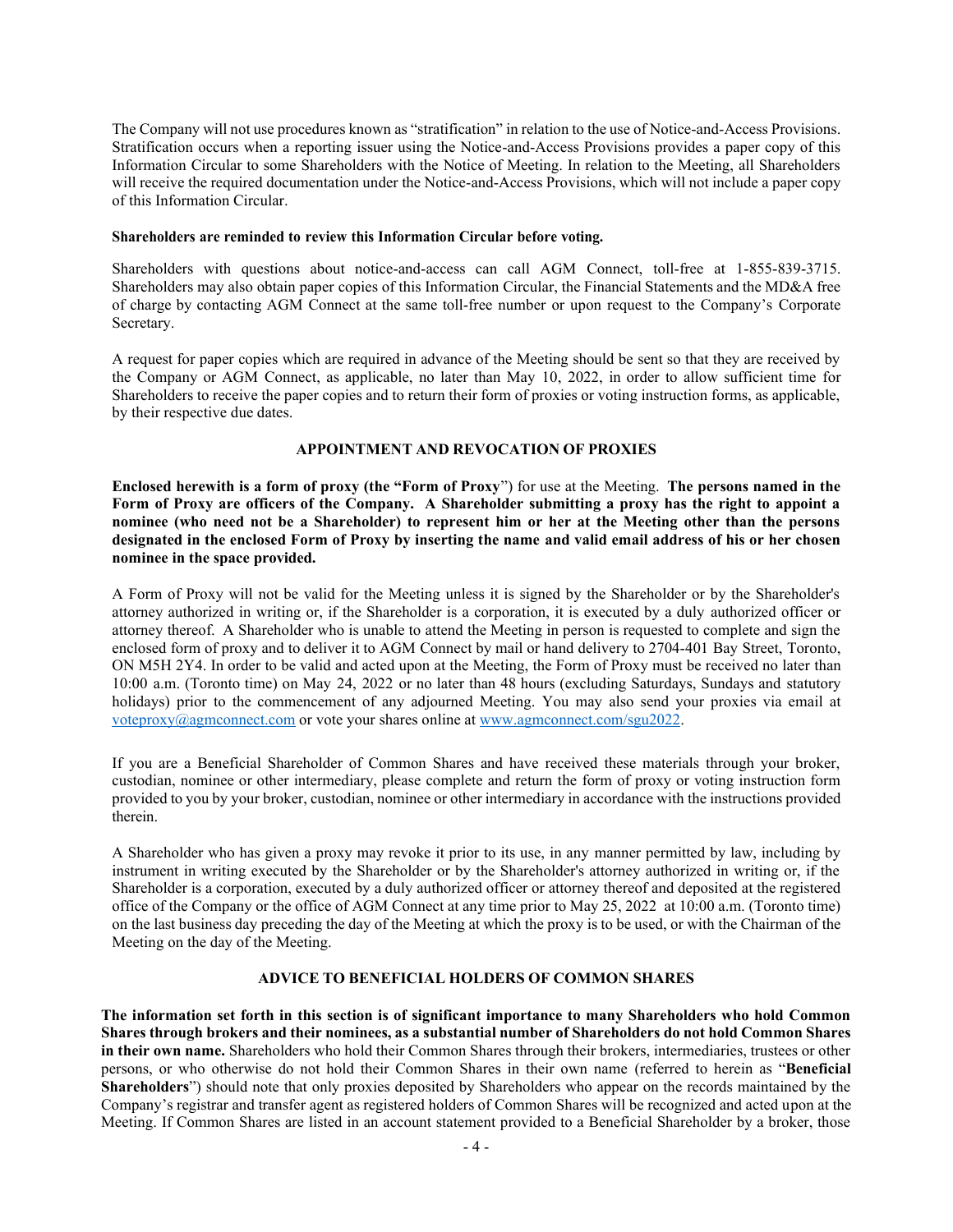The Company will not use procedures known as "stratification" in relation to the use of Notice-and-Access Provisions. Stratification occurs when a reporting issuer using the Notice-and-Access Provisions provides a paper copy of this Information Circular to some Shareholders with the Notice of Meeting. In relation to the Meeting, all Shareholders will receive the required documentation under the Notice-and-Access Provisions, which will not include a paper copy of this Information Circular.

**Shareholders are reminded to review this Information Circular before voting.**

Shareholders with questions about notice-and-access can call AGM Connect, toll-free at 1-855-839-3715. Shareholders may also obtain paper copies of this Information Circular, the Financial Statements and the MD&A free of charge by contacting AGM Connect at the same toll-free number or upon request to the Company's Corporate Secretary.

A request for paper copies which are required in advance of the Meeting should be sent so that they are received by the Company or AGM Connect, as applicable, no later than May 10, 2022, in order to allow sufficient time for Shareholders to receive the paper copies and to return their form of proxies or voting instruction forms, as applicable, by their respective due dates.

## APPOINTMENT AND REVOCATION OF PROXIES

**Enclosed herewith is a form of proxy (the "Form of Proxy**") for use at the Meeting. **The persons named in the Form of Proxy are officers of the Company. A Shareholder submitting a proxy has the right to appoint a nominee (who need not be a Shareholder) to represent him or her at the Meeting other than the persons designated in the enclosed Form of Proxy by inserting the name and valid email address of his or her chosen nominee in the space provided.**

A Form of Proxy will not be valid for the Meeting unless it is signed by the Shareholder or by the Shareholder's attorney authorized in writing or, if the Shareholder is a corporation, it is executed by a duly authorized officer or attorney thereof. A Shareholder who is unable to attend the Meeting in person is requested to complete and sign the enclosed form of proxy and to deliver it to AGM Connect by mail or hand delivery to 2704-401 Bay Street, Toronto, ON M5H 2Y4. In order to be valid and acted upon at the Meeting, the Form of Proxy must be received no later than 10:00 a.m. (Toronto time) on May 24, 2022 or no later than 48 hours (excluding Saturdays, Sundays and statutory holidays) prior to the commencement of any adjourned Meeting. You may also send your proxies via email at voteproxy@agmconnect.com or vote your shares online at www.agmconnect.com/sgu2022.

If you are a Beneficial Shareholder of Common Shares and have received these materials through your broker, custodian, nominee or other intermediary, please complete and return the form of proxy or voting instruction form provided to you by your broker, custodian, nominee or other intermediary in accordance with the instructions provided therein.

A Shareholder who has given a proxy may revoke it prior to its use, in any manner permitted by law, including by instrument in writing executed by the Shareholder or by the Shareholder's attorney authorized in writing or, if the Shareholder is a corporation, executed by a duly authorized officer or attorney thereof and deposited at the registered office of the Company or the office of AGM Connect at any time prior to May 25, 2022 at 10:00 a.m. (Toronto time) on the last business day preceding the day of the Meeting at which the proxy is to be used, or with the Chairman of the Meeting on the day of the Meeting.

## ADVICE TO BENEFICIAL HOLDERS OF COMMON SHARES

**The information set forth in this section is of significant importance to many Shareholders who hold Common Shares through brokers and their nominees, as a substantial number of Shareholders do not hold Common Shares in their own name.** Shareholders who hold their Common Shares through their brokers, intermediaries, trustees or other persons, or who otherwise do not hold their Common Shares in their own name (referred to herein as "**Beneficial Shareholders**") should note that only proxies deposited by Shareholders who appear on the records maintained by the Company's registrar and transfer agent as registered holders of Common Shares will be recognized and acted upon at the Meeting. If Common Shares are listed in an account statement provided to a Beneficial Shareholder by a broker, those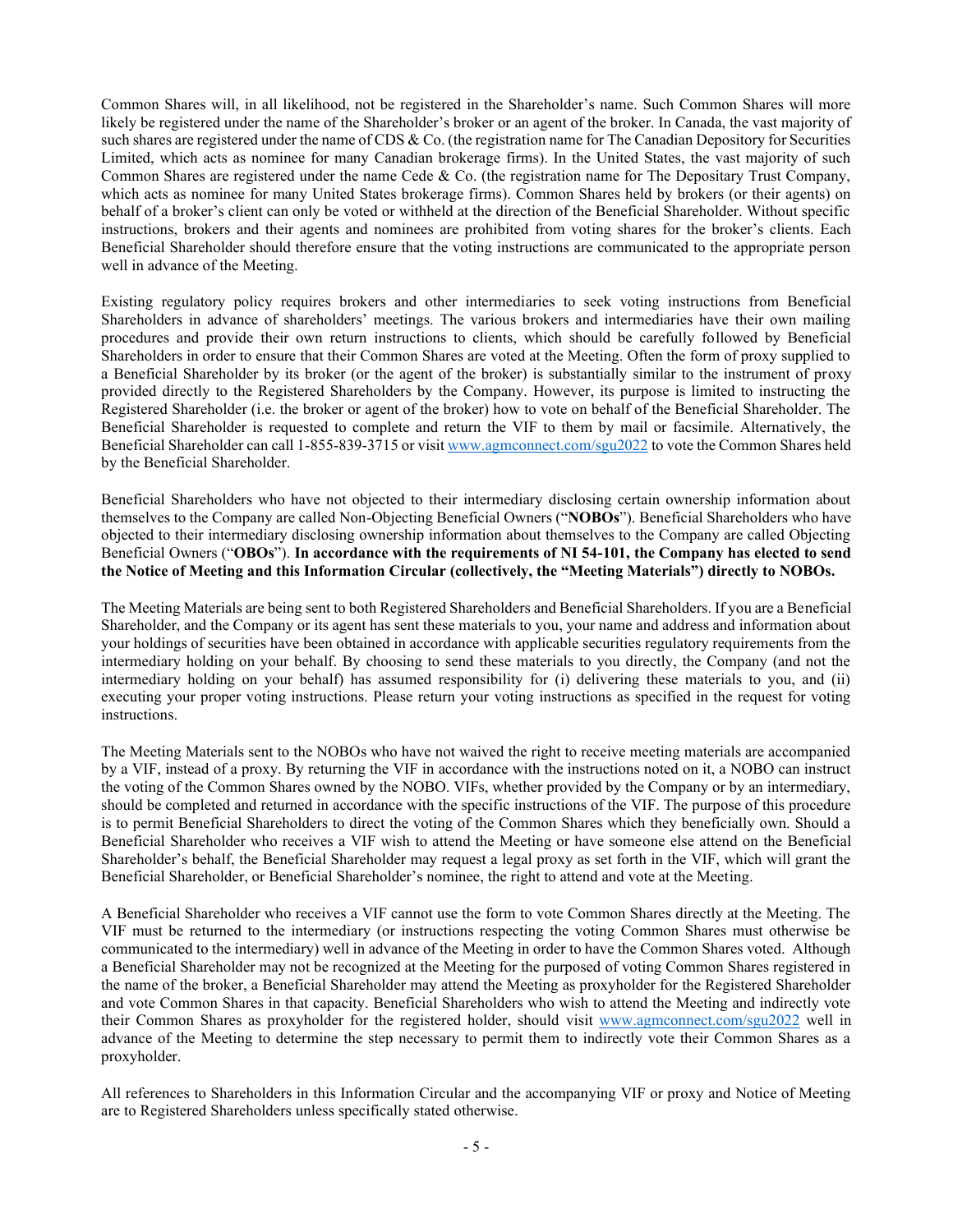Common Shares will, in all likelihood, not be registered in the Shareholder's name. Such Common Shares will more likely be registered under the name of the Shareholder's broker or an agent of the broker. In Canada, the vast majority of such shares are registered under the name of CDS & Co. (the registration name for The Canadian Depository for Securities Limited, which acts as nominee for many Canadian brokerage firms). In the United States, the vast majority of such Common Shares are registered under the name Cede & Co. (the registration name for The Depositary Trust Company, which acts as nominee for many United States brokerage firms). Common Shares held by brokers (or their agents) on behalf of a broker's client can only be voted or withheld at the direction of the Beneficial Shareholder. Without specific instructions, brokers and their agents and nominees are prohibited from voting shares for the broker's clients. Each Beneficial Shareholder should therefore ensure that the voting instructions are communicated to the appropriate person well in advance of the Meeting.

Existing regulatory policy requires brokers and other intermediaries to seek voting instructions from Beneficial Shareholders in advance of shareholders' meetings. The various brokers and intermediaries have their own mailing procedures and provide their own return instructions to clients, which should be carefully followed by Beneficial Shareholders in order to ensure that their Common Shares are voted at the Meeting. Often the form of proxy supplied to a Beneficial Shareholder by its broker (or the agent of the broker) is substantially similar to the instrument of proxy provided directly to the Registered Shareholders by the Company. However, its purpose is limited to instructing the Registered Shareholder (i.e. the broker or agent of the broker) how to vote on behalf of the Beneficial Shareholder. The Beneficial Shareholder is requested to complete and return the VIF to them by mail or facsimile. Alternatively, the Beneficial Shareholder can call 1-855-839-3715 or visit www.agmconnect.com/sgu2022 to vote the Common Shares held by the Beneficial Shareholder.

Beneficial Shareholders who have not objected to their intermediary disclosing certain ownership information about themselves to the Company are called Non-Objecting Beneficial Owners ("**NOBOs**"). Beneficial Shareholders who have objected to their intermediary disclosing ownership information about themselves to the Company are called Objecting Beneficial Owners ("**OBOs**"). **In accordance with the requirements of NI 54-101, the Company has elected to send the Notice of Meeting and this Information Circular (collectively, the "Meeting Materials") directly to NOBOs.**

The Meeting Materials are being sent to both Registered Shareholders and Beneficial Shareholders. If you are a Beneficial Shareholder, and the Company or its agent has sent these materials to you, your name and address and information about your holdings of securities have been obtained in accordance with applicable securities regulatory requirements from the intermediary holding on your behalf. By choosing to send these materials to you directly, the Company (and not the intermediary holding on your behalf) has assumed responsibility for (i) delivering these materials to you, and (ii) executing your proper voting instructions. Please return your voting instructions as specified in the request for voting instructions.

The Meeting Materials sent to the NOBOs who have not waived the right to receive meeting materials are accompanied by a VIF, instead of a proxy. By returning the VIF in accordance with the instructions noted on it, a NOBO can instruct the voting of the Common Shares owned by the NOBO. VIFs, whether provided by the Company or by an intermediary, should be completed and returned in accordance with the specific instructions of the VIF. The purpose of this procedure is to permit Beneficial Shareholders to direct the voting of the Common Shares which they beneficially own. Should a Beneficial Shareholder who receives a VIF wish to attend the Meeting or have someone else attend on the Beneficial Shareholder's behalf, the Beneficial Shareholder may request a legal proxy as set forth in the VIF, which will grant the Beneficial Shareholder, or Beneficial Shareholder's nominee, the right to attend and vote at the Meeting.

A Beneficial Shareholder who receives a VIF cannot use the form to vote Common Shares directly at the Meeting. The VIF must be returned to the intermediary (or instructions respecting the voting Common Shares must otherwise be communicated to the intermediary) well in advance of the Meeting in order to have the Common Shares voted. Although a Beneficial Shareholder may not be recognized at the Meeting for the purposed of voting Common Shares registered in the name of the broker, a Beneficial Shareholder may attend the Meeting as proxyholder for the Registered Shareholder and vote Common Shares in that capacity. Beneficial Shareholders who wish to attend the Meeting and indirectly vote their Common Shares as proxyholder for the registered holder, should visit www.agmconnect.com/sgu2022 well in advance of the Meeting to determine the step necessary to permit them to indirectly vote their Common Shares as a proxyholder.

All references to Shareholders in this Information Circular and the accompanying VIF or proxy and Notice of Meeting are to Registered Shareholders unless specifically stated otherwise.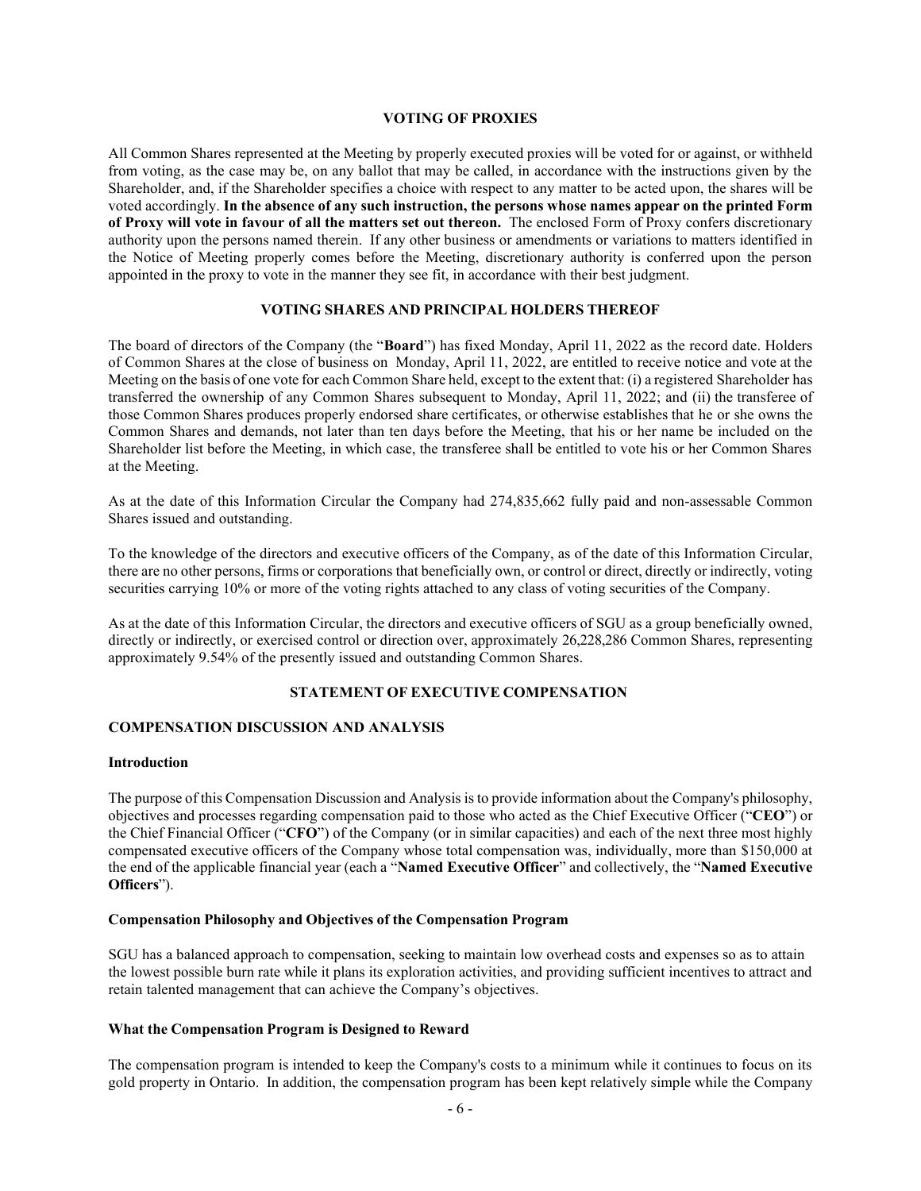## VOTING OF PROXIES

All Common Shares represented at the Meeting by properly executed proxies will be voted for or against, or withheld from voting, as the case may be, on any ballot that may be called, in accordance with the instructions given by the Shareholder, and, if the Shareholder specifies a choice with respect to any matter to be acted upon, the shares will be voted accordingly. **In the absence of any such instruction, the persons whose names appear on the printed Form of Proxy will vote in favour of all the matters set out thereon.** The enclosed Form of Proxy confers discretionary authority upon the persons named therein. If any other business or amendments or variations to matters identified in the Notice of Meeting properly comes before the Meeting, discretionary authority is conferred upon the person appointed in the proxy to vote in the manner they see fit, in accordance with their best judgment.

## VOTING SHARES AND PRINCIPAL HOLDERS THEREOF

The board of directors of the Company (the "**Board**") has fixed Monday, April 11, 2022 as the record date. Holders of Common Shares at the close of business on Monday, April 11, 2022, are entitled to receive notice and vote at the Meeting on the basis of one vote for each Common Share held, except to the extent that: (i) a registered Shareholder has transferred the ownership of any Common Shares subsequent to Monday, April 11, 2022; and (ii) the transferee of those Common Shares produces properly endorsed share certificates, or otherwise establishes that he or she owns the Common Shares and demands, not later than ten days before the Meeting, that his or her name be included on the Shareholder list before the Meeting, in which case, the transferee shall be entitled to vote his or her Common Shares at the Meeting.

As at the date of this Information Circular the Company had 274,835,662 fully paid and non-assessable Common Shares issued and outstanding.

To the knowledge of the directors and executive officers of the Company, as of the date of this Information Circular, there are no other persons, firms or corporations that beneficially own, or control or direct, directly or indirectly, voting securities carrying 10% or more of the voting rights attached to any class of voting securities of the Company.

As at the date of this Information Circular, the directors and executive officers of SGU as a group beneficially owned, directly or indirectly, or exercised control or direction over, approximately 26,228,286 Common Shares, representing approximately 9.54% of the presently issued and outstanding Common Shares.

## STATEMENT OF EXECUTIVE COMPENSATION

### COMPENSATION DISCUSSION AND ANALYSIS

#### Introduction

The purpose of this Compensation Discussion and Analysis is to provide information about the Company's philosophy, objectives and processes regarding compensation paid to those who acted as the Chief Executive Officer ("**CEO**") or the Chief Financial Officer ("**CFO**") of the Company (or in similar capacities) and each of the next three most highly compensated executive officers of the Company whose total compensation was, individually, more than $150,000 at the end of the applicable financial year (each a "**Named Executive Officer**" and collectively, the "**Named Executive Officers**").

#### Compensation Philosophy and Objectives of the Compensation Program

SGU has a balanced approach to compensation, seeking to maintain low overhead costs and expenses so as to attain the lowest possible burn rate while it plans its exploration activities, and providing sufficient incentives to attract and retain talented management that can achieve the Company's objectives.

#### What the Compensation Program is Designed to Reward

The compensation program is intended to keep the Company's costs to a minimum while it continues to focus on its gold property in Ontario. In addition, the compensation program has been kept relatively simple while the Company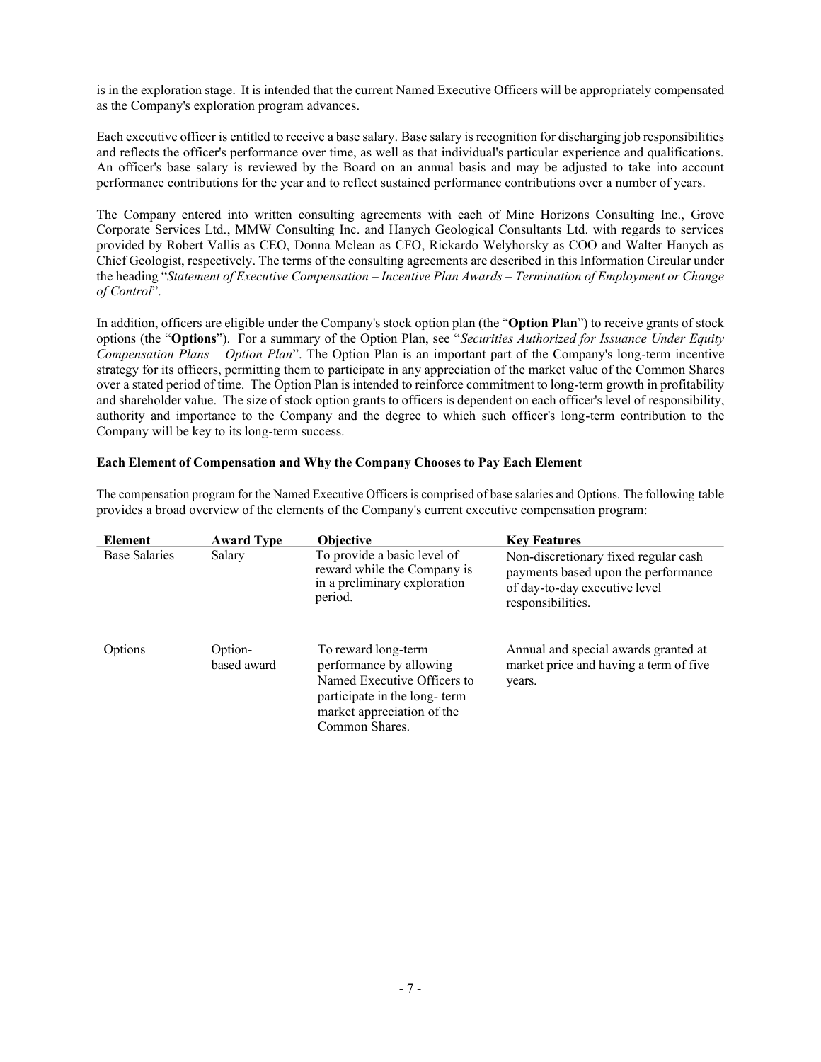is in the exploration stage. It is intended that the current Named Executive Officers will be appropriately compensated as the Company's exploration program advances.

Each executive officer is entitled to receive a base salary. Base salary is recognition for discharging job responsibilities and reflects the officer's performance over time, as well as that individual's particular experience and qualifications. An officer's base salary is reviewed by the Board on an annual basis and may be adjusted to take into account performance contributions for the year and to reflect sustained performance contributions over a number of years.

The Company entered into written consulting agreements with each of Mine Horizons Consulting Inc., Grove Corporate Services Ltd., MMW Consulting Inc. and Hanych Geological Consultants Ltd. with regards to services provided by Robert Vallis as CEO, Donna Mclean as CFO, Rickardo Welyhorsky as COO and Walter Hanych as Chief Geologist, respectively. The terms of the consulting agreements are described in this Information Circular under the heading "*Statement of Executive Compensation – Incentive Plan Awards – Termination of Employment or Change of Control*".

In addition, officers are eligible under the Company's stock option plan (the "**Option Plan**") to receive grants of stock options (the "**Options**"). For a summary of the Option Plan, see "*Securities Authorized for Issuance Under Equity Compensation Plans – Option Plan*". The Option Plan is an important part of the Company's long-term incentive strategy for its officers, permitting them to participate in any appreciation of the market value of the Common Shares over a stated period of time. The Option Plan is intended to reinforce commitment to long-term growth in profitability and shareholder value. The size of stock option grants to officers is dependent on each officer's level of responsibility, authority and importance to the Company and the degree to which such officer's long-term contribution to the Company will be key to its long-term success.

**Each Element of Compensation and Why the Company Chooses to Pay Each Element**

The compensation program for the Named Executive Officers is comprised of base salaries and Options. The following table provides a broad overview of the elements of the Company's current executive compensation program:

| Element | Award Type | Objective | Key Features |
|---|---|---|---|
| Base Salaries | Salary | To provide a basic level of reward while the Company is in a preliminary exploration period. | Non-discretionary fixed regular cash payments based upon the performance of day-to-day executive level responsibilities. |
| Options | Option-based award | To reward long-term performance by allowing Named Executive Officers to participate in the long- term market appreciation of the Common Shares. | Annual and special awards granted at market price and having a term of five years. |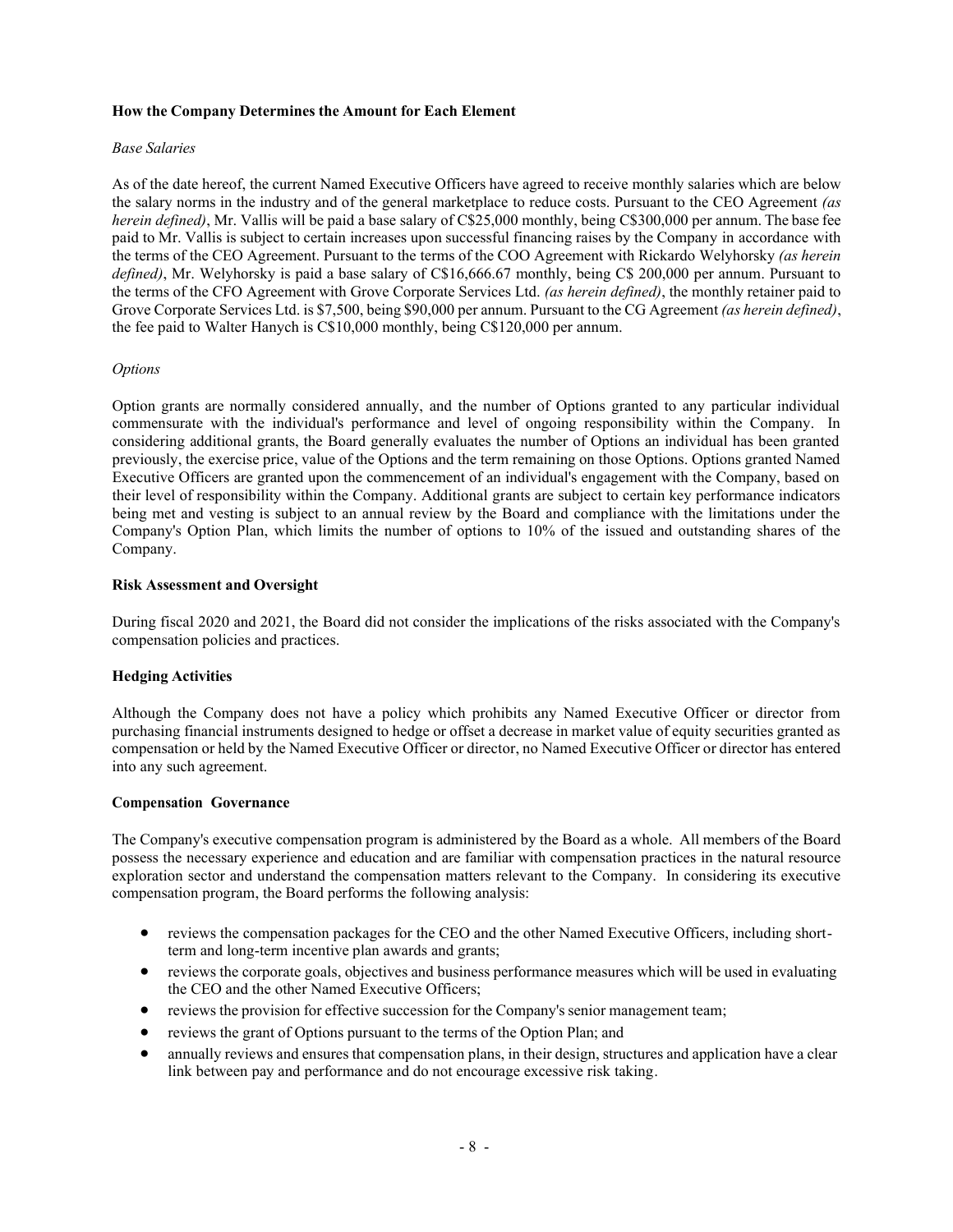### How the Company Determines the Amount for Each Element

*Base Salaries*

As of the date hereof, the current Named Executive Officers have agreed to receive monthly salaries which are below the salary norms in the industry and of the general marketplace to reduce costs. Pursuant to the CEO Agreement *(as herein defined)*, Mr. Vallis will be paid a base salary of C$25,000 monthly, being C$300,000 per annum. The base fee paid to Mr. Vallis is subject to certain increases upon successful financing raises by the Company in accordance with the terms of the CEO Agreement. Pursuant to the terms of the COO Agreement with Rickardo Welyhorsky *(as herein defined)*, Mr. Welyhorsky is paid a base salary of C$16,666.67 monthly, being C$ 200,000 per annum. Pursuant to the terms of the CFO Agreement with Grove Corporate Services Ltd. *(as herein defined)*, the monthly retainer paid to Grove Corporate Services Ltd. is $7,500, being $90,000 per annum. Pursuant to the CG Agreement *(as herein defined)*, the fee paid to Walter Hanych is C$10,000 monthly, being C$120,000 per annum.

*Options*

Option grants are normally considered annually, and the number of Options granted to any particular individual commensurate with the individual's performance and level of ongoing responsibility within the Company. In considering additional grants, the Board generally evaluates the number of Options an individual has been granted previously, the exercise price, value of the Options and the term remaining on those Options. Options granted Named Executive Officers are granted upon the commencement of an individual's engagement with the Company, based on their level of responsibility within the Company. Additional grants are subject to certain key performance indicators being met and vesting is subject to an annual review by the Board and compliance with the limitations under the Company's Option Plan, which limits the number of options to 10% of the issued and outstanding shares of the Company.

### Risk Assessment and Oversight

During fiscal 2020 and 2021, the Board did not consider the implications of the risks associated with the Company's compensation policies and practices.

### Hedging Activities

Although the Company does not have a policy which prohibits any Named Executive Officer or director from purchasing financial instruments designed to hedge or offset a decrease in market value of equity securities granted as compensation or held by the Named Executive Officer or director, no Named Executive Officer or director has entered into any such agreement.

### Compensation Governance

The Company's executive compensation program is administered by the Board as a whole. All members of the Board possess the necessary experience and education and are familiar with compensation practices in the natural resource exploration sector and understand the compensation matters relevant to the Company. In considering its executive compensation program, the Board performs the following analysis:

- reviews the compensation packages for the CEO and the other Named Executive Officers, including short-term and long-term incentive plan awards and grants;
- reviews the corporate goals, objectives and business performance measures which will be used in evaluating the CEO and the other Named Executive Officers;
- reviews the provision for effective succession for the Company's senior management team;
- reviews the grant of Options pursuant to the terms of the Option Plan; and
- annually reviews and ensures that compensation plans, in their design, structures and application have a clear link between pay and performance and do not encourage excessive risk taking.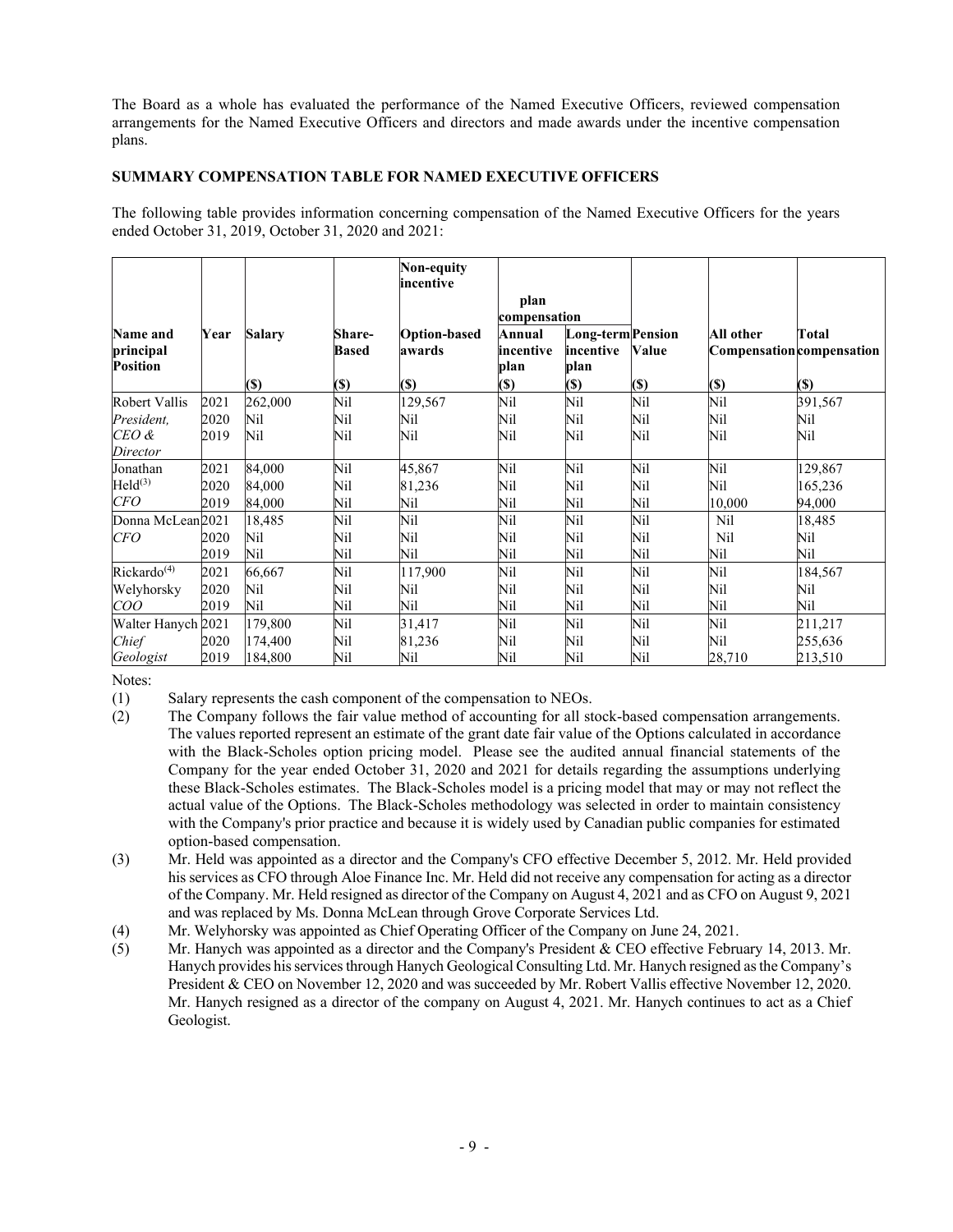The Board as a whole has evaluated the performance of the Named Executive Officers, reviewed compensation arrangements for the Named Executive Officers and directors and made awards under the incentive compensation plans.

## SUMMARY COMPENSATION TABLE FOR NAMED EXECUTIVE OFFICERS

The following table provides information concerning compensation of the Named Executive Officers for the years ended October 31, 2019, October 31, 2020 and 2021:

| Name and principal Position | Year | Salary ($) | Share-Based ($) | Option-based awards ($) | Non-equity incentive plan compensation: Annual incentive plan ($) | Non-equity incentive plan compensation: Long-term incentive plan ($) | Pension Value ($) | All other Compensation ($) | Total compensation ($) |
|---|---|---|---|---|---|---|---|---|---|
| Robert Vallis | 2021 | 262,000 | Nil | 129,567 | Nil | Nil | Nil | Nil | 391,567 |
| *President, CEO & Director* | 2020 | Nil | Nil | Nil | Nil | Nil | Nil | Nil | Nil |
| | 2019 | Nil | Nil | Nil | Nil | Nil | Nil | Nil | Nil |
| Jonathan Held[(3)] | 2021 | 84,000 | Nil | 45,867 | Nil | Nil | Nil | Nil | 129,867 |
| *CFO* | 2020 | 84,000 | Nil | 81,236 | Nil | Nil | Nil | Nil | 165,236 |
| | 2019 | 84,000 | Nil | Nil | Nil | Nil | Nil | 10,000 | 94,000 |
| Donna McLean | 2021 | 18,485 | Nil | Nil | Nil | Nil | Nil | Nil | 18,485 |
| *CFO* | 2020 | Nil | Nil | Nil | Nil | Nil | Nil | Nil | Nil |
| | 2019 | Nil | Nil | Nil | Nil | Nil | Nil | Nil | Nil |
| Rickardo[(4)] Welyhorsky | 2021 | 66,667 | Nil | 117,900 | Nil | Nil | Nil | Nil | 184,567 |
| *COO* | 2020 | Nil | Nil | Nil | Nil | Nil | Nil | Nil | Nil |
| | 2019 | Nil | Nil | Nil | Nil | Nil | Nil | Nil | Nil |
| Walter Hanych | 2021 | 179,800 | Nil | 31,417 | Nil | Nil | Nil | Nil | 211,217 |
| *Chief Geologist* | 2020 | 174,400 | Nil | 81,236 | Nil | Nil | Nil | Nil | 255,636 |
| | 2019 | 184,800 | Nil | Nil | Nil | Nil | Nil | 28,710 | 213,510 |

Notes:

(1) Salary represents the cash component of the compensation to NEOs.

(2) The Company follows the fair value method of accounting for all stock-based compensation arrangements. The values reported represent an estimate of the grant date fair value of the Options calculated in accordance with the Black-Scholes option pricing model. Please see the audited annual financial statements of the Company for the year ended October 31, 2020 and 2021 for details regarding the assumptions underlying these Black-Scholes estimates. The Black-Scholes model is a pricing model that may or may not reflect the actual value of the Options. The Black-Scholes methodology was selected in order to maintain consistency with the Company's prior practice and because it is widely used by Canadian public companies for estimated option-based compensation.

(3) Mr. Held was appointed as a director and the Company's CFO effective December 5, 2012. Mr. Held provided his services as CFO through Aloe Finance Inc. Mr. Held did not receive any compensation for acting as a director of the Company. Mr. Held resigned as director of the Company on August 4, 2021 and as CFO on August 9, 2021 and was replaced by Ms. Donna McLean through Grove Corporate Services Ltd.

(4) Mr. Welyhorsky was appointed as Chief Operating Officer of the Company on June 24, 2021.

(5) Mr. Hanych was appointed as a director and the Company's President & CEO effective February 14, 2013. Mr. Hanych provides his services through Hanych Geological Consulting Ltd. Mr. Hanych resigned as the Company's President & CEO on November 12, 2020 and was succeeded by Mr. Robert Vallis effective November 12, 2020. Mr. Hanych resigned as a director of the company on August 4, 2021. Mr. Hanych continues to act as a Chief Geologist.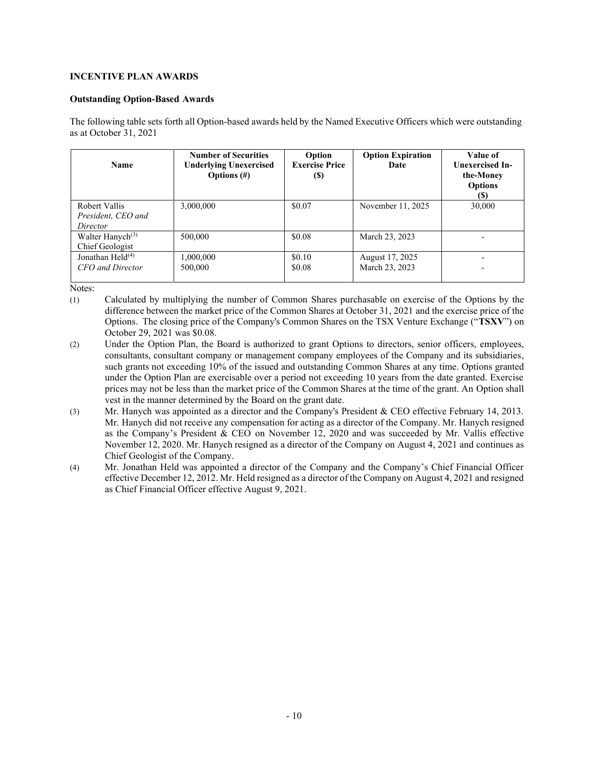**INCENTIVE PLAN AWARDS**

**Outstanding Option-Based Awards**

The following table sets forth all Option-based awards held by the Named Executive Officers which were outstanding as at October 31, 2021

| Name | Number of Securities Underlying Unexercised Options (#) | Option Exercise Price ($) | Option Expiration Date | Value of Unexercised In-the-Money Options ($) |
|---|---|---|---|---|
| Robert Vallis<br>*President, CEO and Director* | 3,000,000 | $0.07 | November 11, 2025 | 30,000 |
| Walter Hanych[(3)]<br>Chief Geologist | 500,000 | $0.08 | March 23, 2023 | - |
| Jonathan Held[(4)]<br>*CFO and Director* | 1,000,000<br>500,000 | $0.10<br>$0.08 | August 17, 2025<br>March 23, 2023 | -<br>- |

Notes:

(1) Calculated by multiplying the number of Common Shares purchasable on exercise of the Options by the difference between the market price of the Common Shares at October 31, 2021 and the exercise price of the Options. The closing price of the Company's Common Shares on the TSX Venture Exchange ("**TSXV**") on October 29, 2021 was $0.08.

(2) Under the Option Plan, the Board is authorized to grant Options to directors, senior officers, employees, consultants, consultant company or management company employees of the Company and its subsidiaries, such grants not exceeding 10% of the issued and outstanding Common Shares at any time. Options granted under the Option Plan are exercisable over a period not exceeding 10 years from the date granted. Exercise prices may not be less than the market price of the Common Shares at the time of the grant. An Option shall vest in the manner determined by the Board on the grant date.

(3) Mr. Hanych was appointed as a director and the Company's President & CEO effective February 14, 2013. Mr. Hanych did not receive any compensation for acting as a director of the Company. Mr. Hanych resigned as the Company's President & CEO on November 12, 2020 and was succeeded by Mr. Vallis effective November 12, 2020. Mr. Hanych resigned as a director of the Company on August 4, 2021 and continues as Chief Geologist of the Company.

(4) Mr. Jonathan Held was appointed a director of the Company and the Company's Chief Financial Officer effective December 12, 2012. Mr. Held resigned as a director of the Company on August 4, 2021 and resigned as Chief Financial Officer effective August 9, 2021.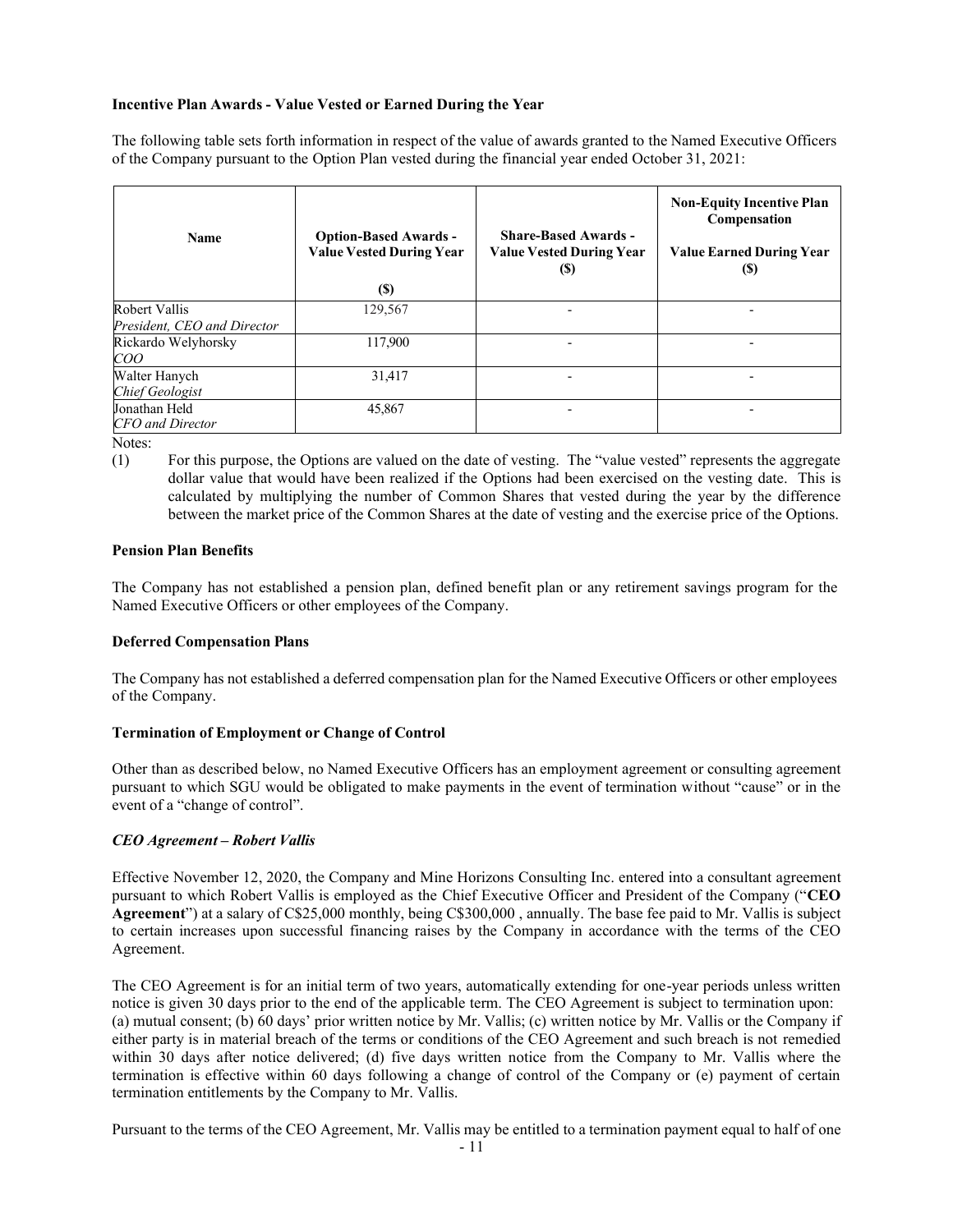### Incentive Plan Awards - Value Vested or Earned During the Year

The following table sets forth information in respect of the value of awards granted to the Named Executive Officers of the Company pursuant to the Option Plan vested during the financial year ended October 31, 2021:

| Name | Option-Based Awards - Value Vested During Year ($) | Share-Based Awards - Value Vested During Year ($) | Non-Equity Incentive Plan Compensation Value Earned During Year ($) |
|---|---|---|---|
| Robert Vallis *President, CEO and Director* | 129,567 | - | - |
| Rickardo Welyhorsky *COO* | 117,900 | - | - |
| Walter Hanych *Chief Geologist* | 31,417 | - | - |
| Jonathan Held *CFO and Director* | 45,867 | - | - |

Notes:

(1) For this purpose, the Options are valued on the date of vesting. The "value vested" represents the aggregate dollar value that would have been realized if the Options had been exercised on the vesting date. This is calculated by multiplying the number of Common Shares that vested during the year by the difference between the market price of the Common Shares at the date of vesting and the exercise price of the Options.

### Pension Plan Benefits

The Company has not established a pension plan, defined benefit plan or any retirement savings program for the Named Executive Officers or other employees of the Company.

### Deferred Compensation Plans

The Company has not established a deferred compensation plan for the Named Executive Officers or other employees of the Company.

### Termination of Employment or Change of Control

Other than as described below, no Named Executive Officers has an employment agreement or consulting agreement pursuant to which SGU would be obligated to make payments in the event of termination without "cause" or in the event of a "change of control".

#### *CEO Agreement – Robert Vallis*

Effective November 12, 2020, the Company and Mine Horizons Consulting Inc. entered into a consultant agreement pursuant to which Robert Vallis is employed as the Chief Executive Officer and President of the Company ("**CEO Agreement**") at a salary of C$25,000 monthly, being C$300,000 , annually. The base fee paid to Mr. Vallis is subject to certain increases upon successful financing raises by the Company in accordance with the terms of the CEO Agreement.

The CEO Agreement is for an initial term of two years, automatically extending for one-year periods unless written notice is given 30 days prior to the end of the applicable term. The CEO Agreement is subject to termination upon: (a) mutual consent; (b) 60 days' prior written notice by Mr. Vallis; (c) written notice by Mr. Vallis or the Company if either party is in material breach of the terms or conditions of the CEO Agreement and such breach is not remedied within 30 days after notice delivered; (d) five days written notice from the Company to Mr. Vallis where the termination is effective within 60 days following a change of control of the Company or (e) payment of certain termination entitlements by the Company to Mr. Vallis.

Pursuant to the terms of the CEO Agreement, Mr. Vallis may be entitled to a termination payment equal to half of one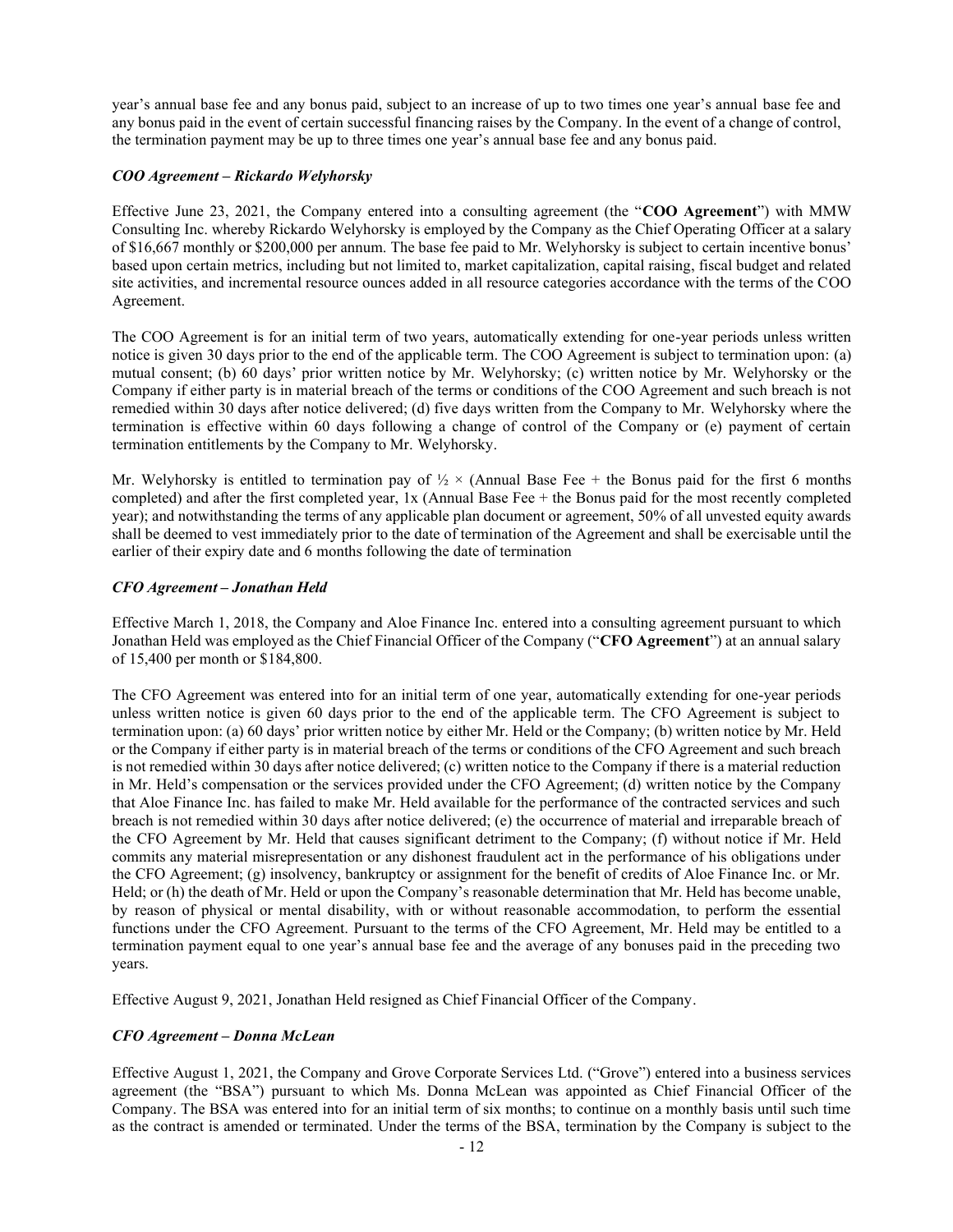year's annual base fee and any bonus paid, subject to an increase of up to two times one year's annual base fee and any bonus paid in the event of certain successful financing raises by the Company. In the event of a change of control, the termination payment may be up to three times one year's annual base fee and any bonus paid.

### *COO Agreement – Rickardo Welyhorsky*

Effective June 23, 2021, the Company entered into a consulting agreement (the "**COO Agreement**") with MMW Consulting Inc. whereby Rickardo Welyhorsky is employed by the Company as the Chief Operating Officer at a salary of $16,667 monthly or $200,000 per annum. The base fee paid to Mr. Welyhorsky is subject to certain incentive bonus' based upon certain metrics, including but not limited to, market capitalization, capital raising, fiscal budget and related site activities, and incremental resource ounces added in all resource categories accordance with the terms of the COO Agreement.

The COO Agreement is for an initial term of two years, automatically extending for one-year periods unless written notice is given 30 days prior to the end of the applicable term. The COO Agreement is subject to termination upon: (a) mutual consent; (b) 60 days' prior written notice by Mr. Welyhorsky; (c) written notice by Mr. Welyhorsky or the Company if either party is in material breach of the terms or conditions of the COO Agreement and such breach is not remedied within 30 days after notice delivered; (d) five days written from the Company to Mr. Welyhorsky where the termination is effective within 60 days following a change of control of the Company or (e) payment of certain termination entitlements by the Company to Mr. Welyhorsky.

Mr. Welyhorsky is entitled to termination pay of ½ × (Annual Base Fee + the Bonus paid for the first 6 months completed) and after the first completed year, 1x (Annual Base Fee + the Bonus paid for the most recently completed year); and notwithstanding the terms of any applicable plan document or agreement, 50% of all unvested equity awards shall be deemed to vest immediately prior to the date of termination of the Agreement and shall be exercisable until the earlier of their expiry date and 6 months following the date of termination

### *CFO Agreement – Jonathan Held*

Effective March 1, 2018, the Company and Aloe Finance Inc. entered into a consulting agreement pursuant to which Jonathan Held was employed as the Chief Financial Officer of the Company ("**CFO Agreement**") at an annual salary of 15,400 per month or $184,800.

The CFO Agreement was entered into for an initial term of one year, automatically extending for one-year periods unless written notice is given 60 days prior to the end of the applicable term. The CFO Agreement is subject to termination upon: (a) 60 days' prior written notice by either Mr. Held or the Company; (b) written notice by Mr. Held or the Company if either party is in material breach of the terms or conditions of the CFO Agreement and such breach is not remedied within 30 days after notice delivered; (c) written notice to the Company if there is a material reduction in Mr. Held's compensation or the services provided under the CFO Agreement; (d) written notice by the Company that Aloe Finance Inc. has failed to make Mr. Held available for the performance of the contracted services and such breach is not remedied within 30 days after notice delivered; (e) the occurrence of material and irreparable breach of the CFO Agreement by Mr. Held that causes significant detriment to the Company; (f) without notice if Mr. Held commits any material misrepresentation or any dishonest fraudulent act in the performance of his obligations under the CFO Agreement; (g) insolvency, bankruptcy or assignment for the benefit of credits of Aloe Finance Inc. or Mr. Held; or (h) the death of Mr. Held or upon the Company's reasonable determination that Mr. Held has become unable, by reason of physical or mental disability, with or without reasonable accommodation, to perform the essential functions under the CFO Agreement. Pursuant to the terms of the CFO Agreement, Mr. Held may be entitled to a termination payment equal to one year's annual base fee and the average of any bonuses paid in the preceding two years.

Effective August 9, 2021, Jonathan Held resigned as Chief Financial Officer of the Company.

### *CFO Agreement – Donna McLean*

Effective August 1, 2021, the Company and Grove Corporate Services Ltd. ("Grove") entered into a business services agreement (the "BSA") pursuant to which Ms. Donna McLean was appointed as Chief Financial Officer of the Company. The BSA was entered into for an initial term of six months; to continue on a monthly basis until such time as the contract is amended or terminated. Under the terms of the BSA, termination by the Company is subject to the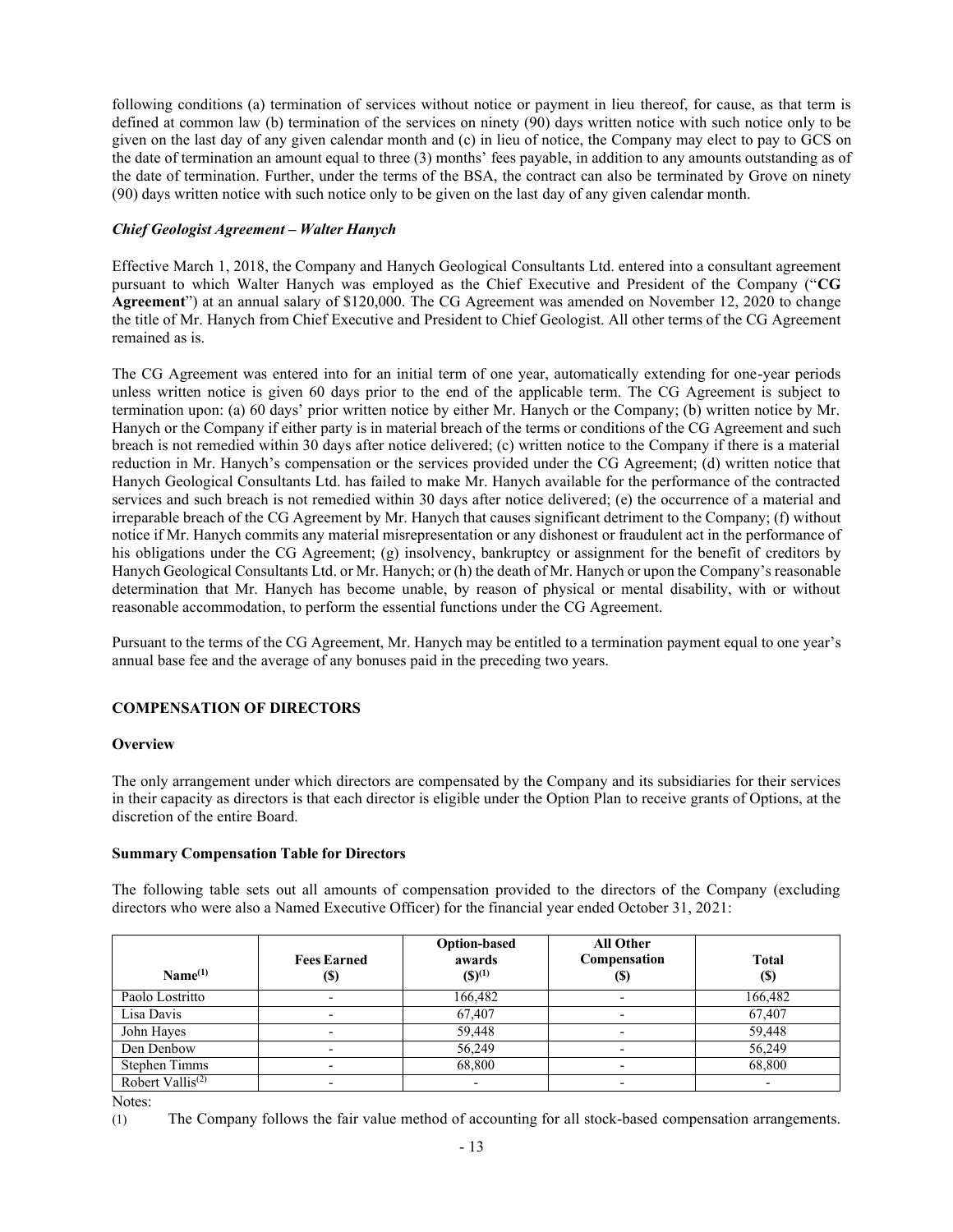following conditions (a) termination of services without notice or payment in lieu thereof, for cause, as that term is defined at common law (b) termination of the services on ninety (90) days written notice with such notice only to be given on the last day of any given calendar month and (c) in lieu of notice, the Company may elect to pay to GCS on the date of termination an amount equal to three (3) months' fees payable, in addition to any amounts outstanding as of the date of termination. Further, under the terms of the BSA, the contract can also be terminated by Grove on ninety (90) days written notice with such notice only to be given on the last day of any given calendar month.

***Chief Geologist Agreement – Walter Hanych***

Effective March 1, 2018, the Company and Hanych Geological Consultants Ltd. entered into a consultant agreement pursuant to which Walter Hanych was employed as the Chief Executive and President of the Company ("**CG Agreement**") at an annual salary of $120,000. The CG Agreement was amended on November 12, 2020 to change the title of Mr. Hanych from Chief Executive and President to Chief Geologist. All other terms of the CG Agreement remained as is.

The CG Agreement was entered into for an initial term of one year, automatically extending for one-year periods unless written notice is given 60 days prior to the end of the applicable term. The CG Agreement is subject to termination upon: (a) 60 days' prior written notice by either Mr. Hanych or the Company; (b) written notice by Mr. Hanych or the Company if either party is in material breach of the terms or conditions of the CG Agreement and such breach is not remedied within 30 days after notice delivered; (c) written notice to the Company if there is a material reduction in Mr. Hanych's compensation or the services provided under the CG Agreement; (d) written notice that Hanych Geological Consultants Ltd. has failed to make Mr. Hanych available for the performance of the contracted services and such breach is not remedied within 30 days after notice delivered; (e) the occurrence of a material and irreparable breach of the CG Agreement by Mr. Hanych that causes significant detriment to the Company; (f) without notice if Mr. Hanych commits any material misrepresentation or any dishonest or fraudulent act in the performance of his obligations under the CG Agreement; (g) insolvency, bankruptcy or assignment for the benefit of creditors by Hanych Geological Consultants Ltd. or Mr. Hanych; or (h) the death of Mr. Hanych or upon the Company's reasonable determination that Mr. Hanych has become unable, by reason of physical or mental disability, with or without reasonable accommodation, to perform the essential functions under the CG Agreement.

Pursuant to the terms of the CG Agreement, Mr. Hanych may be entitled to a termination payment equal to one year's annual base fee and the average of any bonuses paid in the preceding two years.

## COMPENSATION OF DIRECTORS

### Overview

The only arrangement under which directors are compensated by the Company and its subsidiaries for their services in their capacity as directors is that each director is eligible under the Option Plan to receive grants of Options, at the discretion of the entire Board.

### Summary Compensation Table for Directors

The following table sets out all amounts of compensation provided to the directors of the Company (excluding directors who were also a Named Executive Officer) for the financial year ended October 31, 2021:

| Name[(1)] | Fees Earned ($) | Option-based awards ($)[(1)] | All Other Compensation ($) | Total ($) |
|---|---|---|---|---|
| Paolo Lostritto | - | 166,482 | - | 166,482 |
| Lisa Davis | - | 67,407 | - | 67,407 |
| John Hayes | - | 59,448 | - | 59,448 |
| Den Denbow | - | 56,249 | - | 56,249 |
| Stephen Timms | - | 68,800 | - | 68,800 |
| Robert Vallis[(2)] | - | - | - | - |

Notes:

(1) The Company follows the fair value method of accounting for all stock-based compensation arrangements.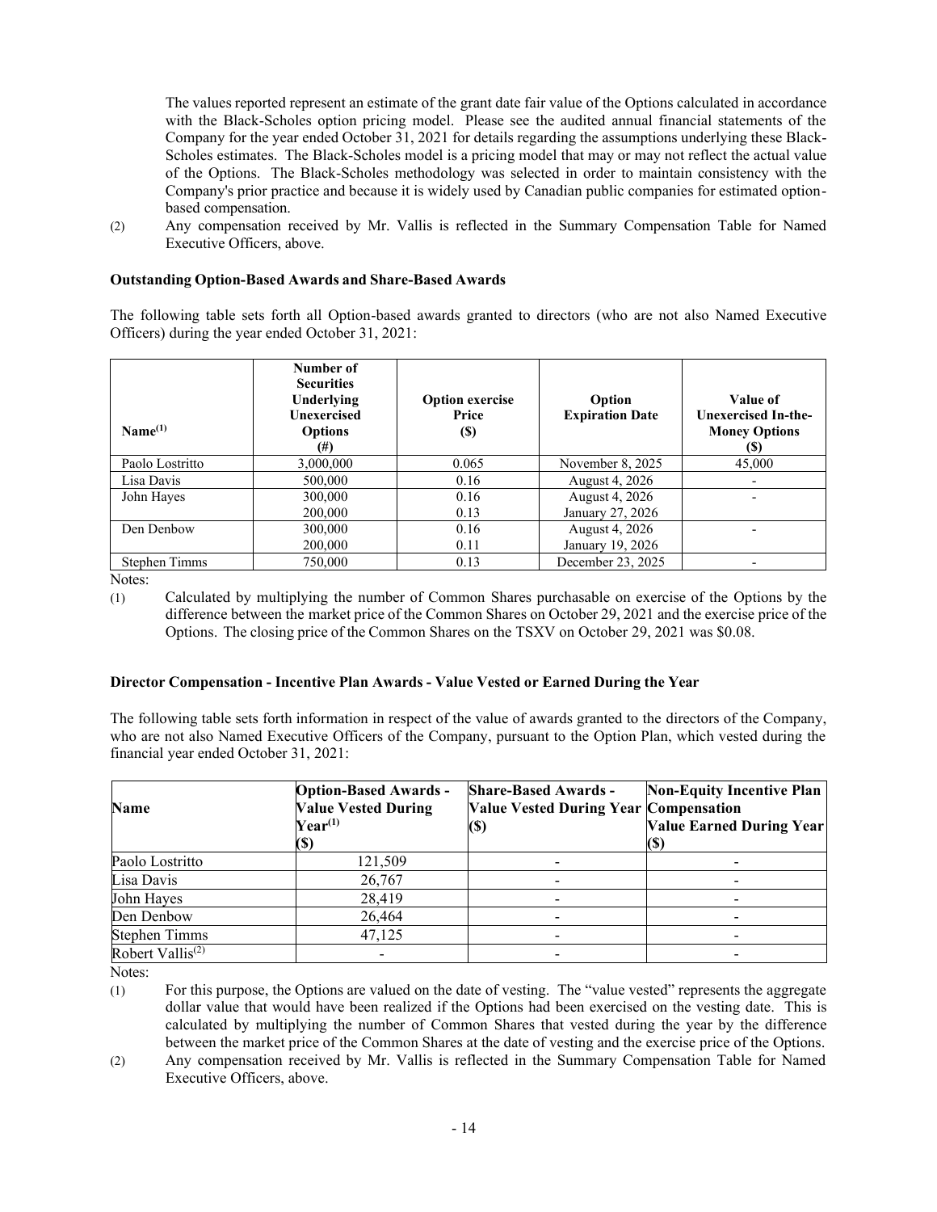The values reported represent an estimate of the grant date fair value of the Options calculated in accordance with the Black-Scholes option pricing model. Please see the audited annual financial statements of the Company for the year ended October 31, 2021 for details regarding the assumptions underlying these Black-Scholes estimates. The Black-Scholes model is a pricing model that may or may not reflect the actual value of the Options. The Black-Scholes methodology was selected in order to maintain consistency with the Company's prior practice and because it is widely used by Canadian public companies for estimated option-based compensation.

(2) Any compensation received by Mr. Vallis is reflected in the Summary Compensation Table for Named Executive Officers, above.

**Outstanding Option-Based Awards and Share-Based Awards**

The following table sets forth all Option-based awards granted to directors (who are not also Named Executive Officers) during the year ended October 31, 2021:

| Name[(1)] | Number of Securities Underlying Unexercised Options (#) | Option exercise Price ($) | Option Expiration Date | Value of Unexercised In-the-Money Options ($) |
|---|---|---|---|---|
| Paolo Lostritto | 3,000,000 | 0.065 | November 8, 2025 | 45,000 |
| Lisa Davis | 500,000 | 0.16 | August 4, 2026 | - |
| John Hayes | 300,000<br>200,000 | 0.16<br>0.13 | August 4, 2026<br>January 27, 2026 | - |
| Den Denbow | 300,000<br>200,000 | 0.16<br>0.11 | August 4, 2026<br>January 19, 2026 | - |
| Stephen Timms | 750,000 | 0.13 | December 23, 2025 | - |

Notes:

(1) Calculated by multiplying the number of Common Shares purchasable on exercise of the Options by the difference between the market price of the Common Shares on October 29, 2021 and the exercise price of the Options. The closing price of the Common Shares on the TSXV on October 29, 2021 was $0.08.

**Director Compensation - Incentive Plan Awards - Value Vested or Earned During the Year**

The following table sets forth information in respect of the value of awards granted to the directors of the Company, who are not also Named Executive Officers of the Company, pursuant to the Option Plan, which vested during the financial year ended October 31, 2021:

| Name | Option-Based Awards - Value Vested During Year[(1)] ($) | Share-Based Awards - Value Vested During Year ($) | Non-Equity Incentive Plan Compensation Value Earned During Year ($) |
|---|---|---|---|
| Paolo Lostritto | 121,509 | - | - |
| Lisa Davis | 26,767 | - | - |
| John Hayes | 28,419 | - | - |
| Den Denbow | 26,464 | - | - |
| Stephen Timms | 47,125 | - | - |
| Robert Vallis[(2)] | - | - | - |

Notes:

(1) For this purpose, the Options are valued on the date of vesting. The "value vested" represents the aggregate dollar value that would have been realized if the Options had been exercised on the vesting date. This is calculated by multiplying the number of Common Shares that vested during the year by the difference between the market price of the Common Shares at the date of vesting and the exercise price of the Options.

(2) Any compensation received by Mr. Vallis is reflected in the Summary Compensation Table for Named Executive Officers, above.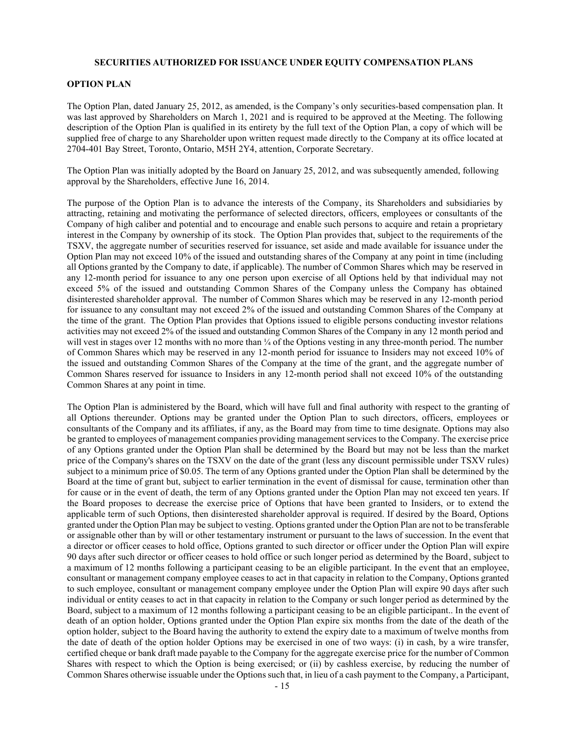## SECURITIES AUTHORIZED FOR ISSUANCE UNDER EQUITY COMPENSATION PLANS

### OPTION PLAN

The Option Plan, dated January 25, 2012, as amended, is the Company's only securities-based compensation plan. It was last approved by Shareholders on March 1, 2021 and is required to be approved at the Meeting. The following description of the Option Plan is qualified in its entirety by the full text of the Option Plan, a copy of which will be supplied free of charge to any Shareholder upon written request made directly to the Company at its office located at 2704-401 Bay Street, Toronto, Ontario, M5H 2Y4, attention, Corporate Secretary.

The Option Plan was initially adopted by the Board on January 25, 2012, and was subsequently amended, following approval by the Shareholders, effective June 16, 2014.

The purpose of the Option Plan is to advance the interests of the Company, its Shareholders and subsidiaries by attracting, retaining and motivating the performance of selected directors, officers, employees or consultants of the Company of high caliber and potential and to encourage and enable such persons to acquire and retain a proprietary interest in the Company by ownership of its stock. The Option Plan provides that, subject to the requirements of the TSXV, the aggregate number of securities reserved for issuance, set aside and made available for issuance under the Option Plan may not exceed 10% of the issued and outstanding shares of the Company at any point in time (including all Options granted by the Company to date, if applicable). The number of Common Shares which may be reserved in any 12-month period for issuance to any one person upon exercise of all Options held by that individual may not exceed 5% of the issued and outstanding Common Shares of the Company unless the Company has obtained disinterested shareholder approval. The number of Common Shares which may be reserved in any 12-month period for issuance to any consultant may not exceed 2% of the issued and outstanding Common Shares of the Company at the time of the grant. The Option Plan provides that Options issued to eligible persons conducting investor relations activities may not exceed 2% of the issued and outstanding Common Shares of the Company in any 12 month period and will vest in stages over 12 months with no more than ¼ of the Options vesting in any three-month period. The number of Common Shares which may be reserved in any 12-month period for issuance to Insiders may not exceed 10% of the issued and outstanding Common Shares of the Company at the time of the grant, and the aggregate number of Common Shares reserved for issuance to Insiders in any 12-month period shall not exceed 10% of the outstanding Common Shares at any point in time.

The Option Plan is administered by the Board, which will have full and final authority with respect to the granting of all Options thereunder. Options may be granted under the Option Plan to such directors, officers, employees or consultants of the Company and its affiliates, if any, as the Board may from time to time designate. Options may also be granted to employees of management companies providing management services to the Company. The exercise price of any Options granted under the Option Plan shall be determined by the Board but may not be less than the market price of the Company's shares on the TSXV on the date of the grant (less any discount permissible under TSXV rules) subject to a minimum price of $0.05. The term of any Options granted under the Option Plan shall be determined by the Board at the time of grant but, subject to earlier termination in the event of dismissal for cause, termination other than for cause or in the event of death, the term of any Options granted under the Option Plan may not exceed ten years. If the Board proposes to decrease the exercise price of Options that have been granted to Insiders, or to extend the applicable term of such Options, then disinterested shareholder approval is required. If desired by the Board, Options granted under the Option Plan may be subject to vesting. Options granted under the Option Plan are not to be transferable or assignable other than by will or other testamentary instrument or pursuant to the laws of succession. In the event that a director or officer ceases to hold office, Options granted to such director or officer under the Option Plan will expire 90 days after such director or officer ceases to hold office or such longer period as determined by the Board, subject to a maximum of 12 months following a participant ceasing to be an eligible participant. In the event that an employee, consultant or management company employee ceases to act in that capacity in relation to the Company, Options granted to such employee, consultant or management company employee under the Option Plan will expire 90 days after such individual or entity ceases to act in that capacity in relation to the Company or such longer period as determined by the Board, subject to a maximum of 12 months following a participant ceasing to be an eligible participant.. In the event of death of an option holder, Options granted under the Option Plan expire six months from the date of the death of the option holder, subject to the Board having the authority to extend the expiry date to a maximum of twelve months from the date of death of the option holder Options may be exercised in one of two ways: (i) in cash, by a wire transfer, certified cheque or bank draft made payable to the Company for the aggregate exercise price for the number of Common Shares with respect to which the Option is being exercised; or (ii) by cashless exercise, by reducing the number of Common Shares otherwise issuable under the Options such that, in lieu of a cash payment to the Company, a Participant,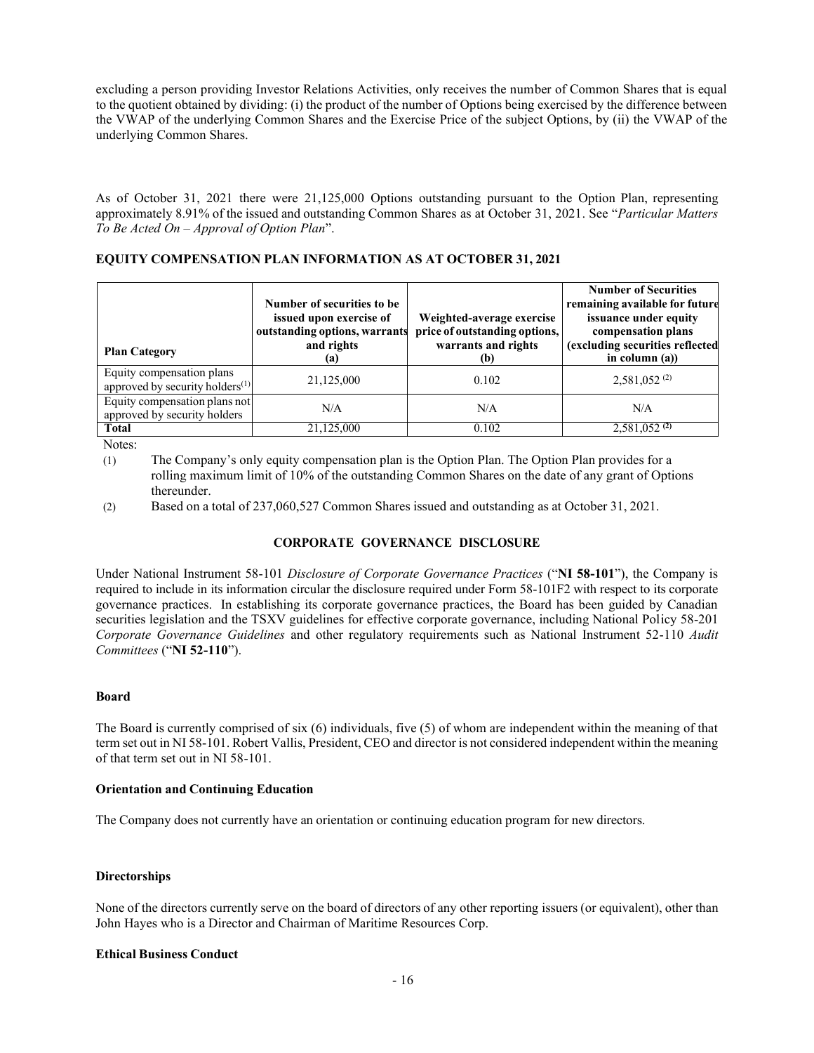excluding a person providing Investor Relations Activities, only receives the number of Common Shares that is equal to the quotient obtained by dividing: (i) the product of the number of Options being exercised by the difference between the VWAP of the underlying Common Shares and the Exercise Price of the subject Options, by (ii) the VWAP of the underlying Common Shares.

As of October 31, 2021 there were 21,125,000 Options outstanding pursuant to the Option Plan, representing approximately 8.91% of the issued and outstanding Common Shares as at October 31, 2021. See "*Particular Matters To Be Acted On – Approval of Option Plan*".

### EQUITY COMPENSATION PLAN INFORMATION AS AT OCTOBER 31, 2021

| Plan Category | Number of securities to be issued upon exercise of outstanding options, warrants and rights (a) | Weighted-average exercise price of outstanding options, warrants and rights (b) | Number of Securities remaining available for future issuance under equity compensation plans (excluding securities reflected in column (a)) |
|---|---|---|---|
| Equity compensation plans approved by security holders[(1)] | 21,125,000 | 0.102 | 2,581,052 [(2)] |
| Equity compensation plans not approved by security holders | N/A | N/A | N/A |
| **Total** | 21,125,000 | 0.102 | 2,581,052 **(2)** |

Notes:

(1) The Company's only equity compensation plan is the Option Plan. The Option Plan provides for a rolling maximum limit of 10% of the outstanding Common Shares on the date of any grant of Options thereunder.

(2) Based on a total of 237,060,527 Common Shares issued and outstanding as at October 31, 2021.

## CORPORATE GOVERNANCE DISCLOSURE

Under National Instrument 58-101 *Disclosure of Corporate Governance Practices* ("**NI 58-101**"), the Company is required to include in its information circular the disclosure required under Form 58-101F2 with respect to its corporate governance practices. In establishing its corporate governance practices, the Board has been guided by Canadian securities legislation and the TSXV guidelines for effective corporate governance, including National Policy 58-201 *Corporate Governance Guidelines* and other regulatory requirements such as National Instrument 52-110 *Audit Committees* ("**NI 52-110**").

### Board

The Board is currently comprised of six (6) individuals, five (5) of whom are independent within the meaning of that term set out in NI 58-101. Robert Vallis, President, CEO and director is not considered independent within the meaning of that term set out in NI 58-101.

### Orientation and Continuing Education

The Company does not currently have an orientation or continuing education program for new directors.

### Directorships

None of the directors currently serve on the board of directors of any other reporting issuers (or equivalent), other than John Hayes who is a Director and Chairman of Maritime Resources Corp.

### Ethical Business Conduct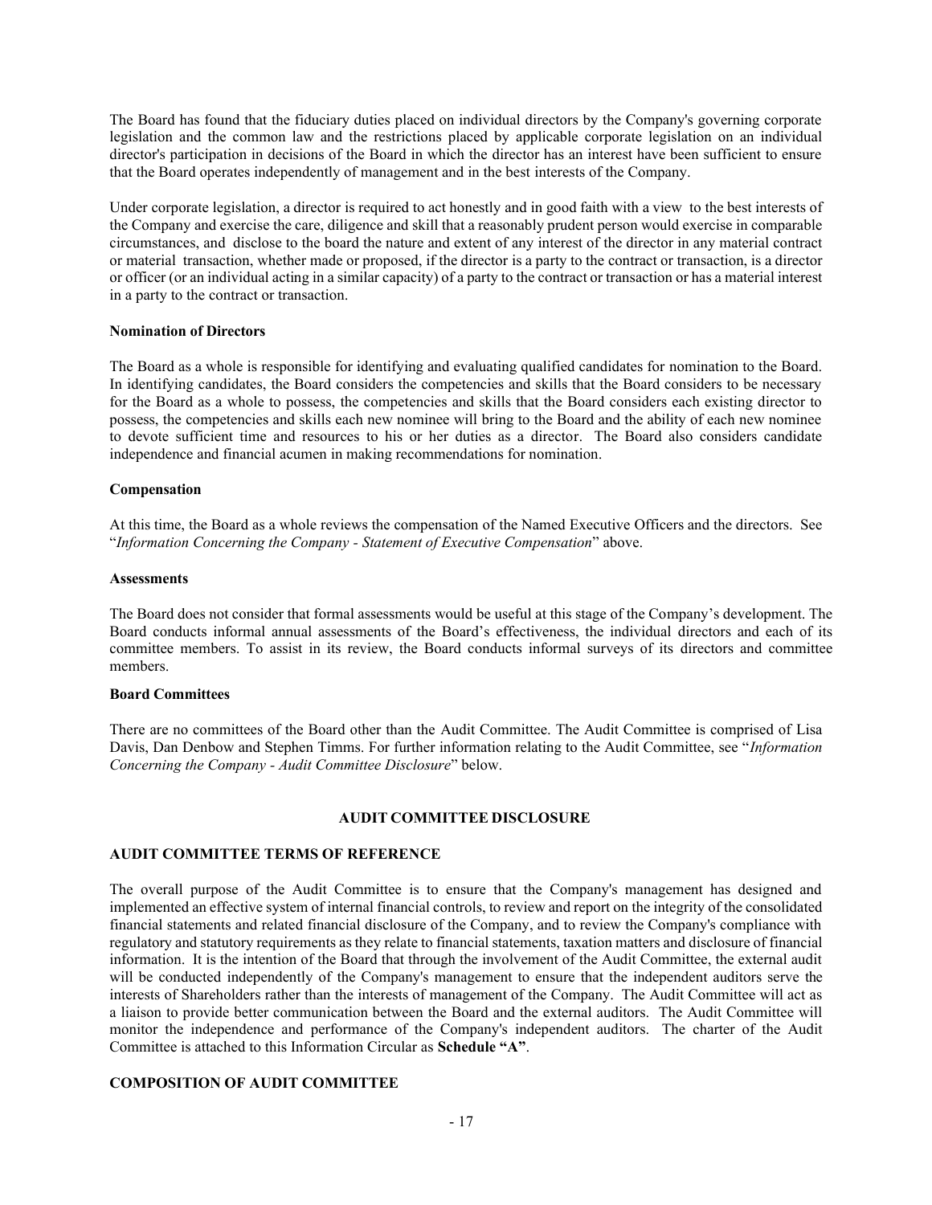The Board has found that the fiduciary duties placed on individual directors by the Company's governing corporate legislation and the common law and the restrictions placed by applicable corporate legislation on an individual director's participation in decisions of the Board in which the director has an interest have been sufficient to ensure that the Board operates independently of management and in the best interests of the Company.

Under corporate legislation, a director is required to act honestly and in good faith with a view to the best interests of the Company and exercise the care, diligence and skill that a reasonably prudent person would exercise in comparable circumstances, and disclose to the board the nature and extent of any interest of the director in any material contract or material transaction, whether made or proposed, if the director is a party to the contract or transaction, is a director or officer (or an individual acting in a similar capacity) of a party to the contract or transaction or has a material interest in a party to the contract or transaction.

**Nomination of Directors**

The Board as a whole is responsible for identifying and evaluating qualified candidates for nomination to the Board. In identifying candidates, the Board considers the competencies and skills that the Board considers to be necessary for the Board as a whole to possess, the competencies and skills that the Board considers each existing director to possess, the competencies and skills each new nominee will bring to the Board and the ability of each new nominee to devote sufficient time and resources to his or her duties as a director. The Board also considers candidate independence and financial acumen in making recommendations for nomination.

**Compensation**

At this time, the Board as a whole reviews the compensation of the Named Executive Officers and the directors. See "*Information Concerning the Company - Statement of Executive Compensation*" above.

**Assessments**

The Board does not consider that formal assessments would be useful at this stage of the Company's development. The Board conducts informal annual assessments of the Board's effectiveness, the individual directors and each of its committee members. To assist in its review, the Board conducts informal surveys of its directors and committee members.

**Board Committees**

There are no committees of the Board other than the Audit Committee. The Audit Committee is comprised of Lisa Davis, Dan Denbow and Stephen Timms. For further information relating to the Audit Committee, see "*Information Concerning the Company - Audit Committee Disclosure*" below.

## AUDIT COMMITTEE DISCLOSURE

### AUDIT COMMITTEE TERMS OF REFERENCE

The overall purpose of the Audit Committee is to ensure that the Company's management has designed and implemented an effective system of internal financial controls, to review and report on the integrity of the consolidated financial statements and related financial disclosure of the Company, and to review the Company's compliance with regulatory and statutory requirements as they relate to financial statements, taxation matters and disclosure of financial information. It is the intention of the Board that through the involvement of the Audit Committee, the external audit will be conducted independently of the Company's management to ensure that the independent auditors serve the interests of Shareholders rather than the interests of management of the Company. The Audit Committee will act as a liaison to provide better communication between the Board and the external auditors. The Audit Committee will monitor the independence and performance of the Company's independent auditors. The charter of the Audit Committee is attached to this Information Circular as **Schedule "A"**.

### COMPOSITION OF AUDIT COMMITTEE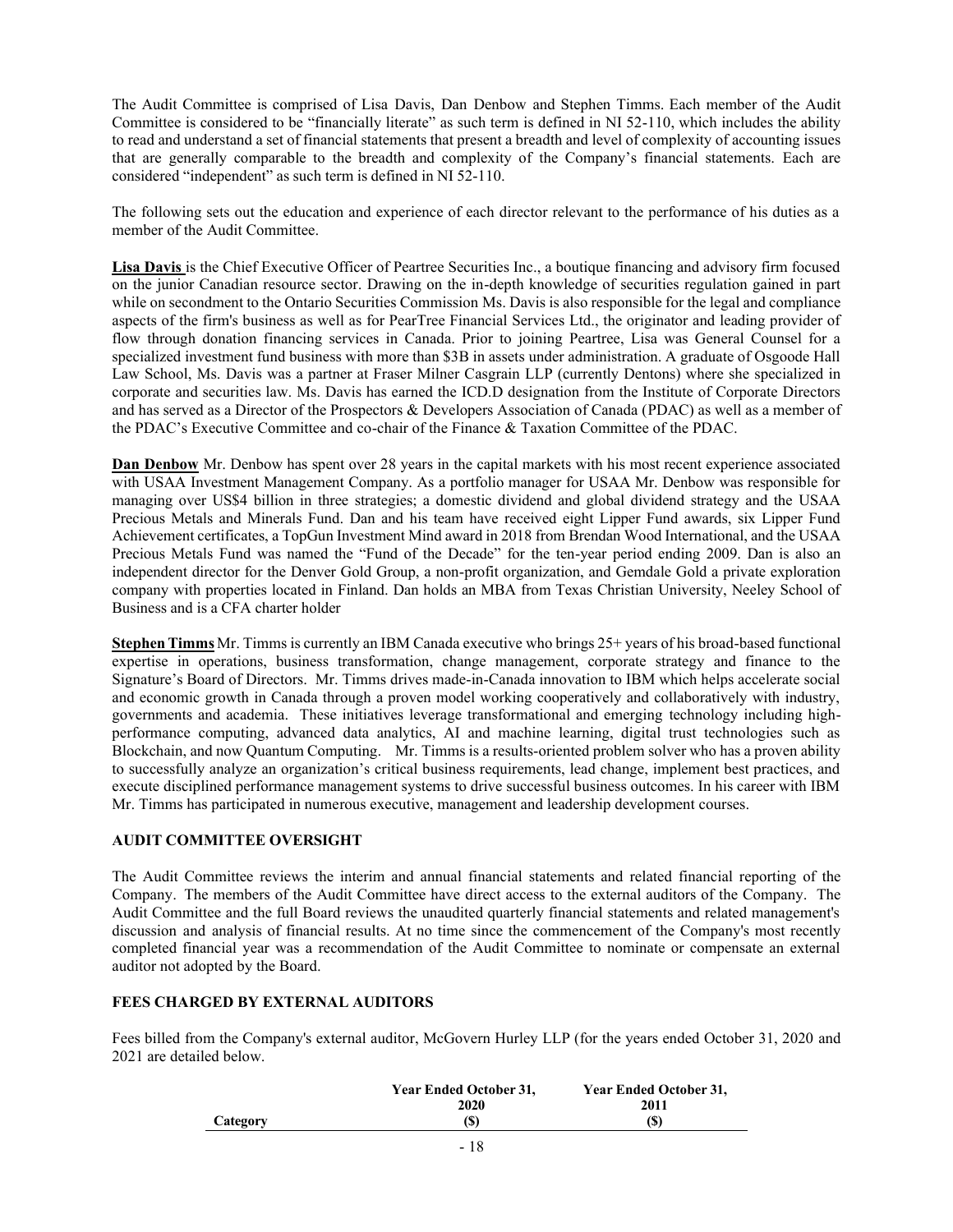The Audit Committee is comprised of Lisa Davis, Dan Denbow and Stephen Timms. Each member of the Audit Committee is considered to be "financially literate" as such term is defined in NI 52-110, which includes the ability to read and understand a set of financial statements that present a breadth and level of complexity of accounting issues that are generally comparable to the breadth and complexity of the Company's financial statements. Each are considered "independent" as such term is defined in NI 52-110.

The following sets out the education and experience of each director relevant to the performance of his duties as a member of the Audit Committee.

**Lisa Davis** is the Chief Executive Officer of Peartree Securities Inc., a boutique financing and advisory firm focused on the junior Canadian resource sector. Drawing on the in-depth knowledge of securities regulation gained in part while on secondment to the Ontario Securities Commission Ms. Davis is also responsible for the legal and compliance aspects of the firm's business as well as for PearTree Financial Services Ltd., the originator and leading provider of flow through donation financing services in Canada. Prior to joining Peartree, Lisa was General Counsel for a specialized investment fund business with more than $3B in assets under administration. A graduate of Osgoode Hall Law School, Ms. Davis was a partner at Fraser Milner Casgrain LLP (currently Dentons) where she specialized in corporate and securities law. Ms. Davis has earned the ICD.D designation from the Institute of Corporate Directors and has served as a Director of the Prospectors & Developers Association of Canada (PDAC) as well as a member of the PDAC's Executive Committee and co-chair of the Finance & Taxation Committee of the PDAC.

**Dan Denbow** Mr. Denbow has spent over 28 years in the capital markets with his most recent experience associated with USAA Investment Management Company. As a portfolio manager for USAA Mr. Denbow was responsible for managing over US$4 billion in three strategies; a domestic dividend and global dividend strategy and the USAA Precious Metals and Minerals Fund. Dan and his team have received eight Lipper Fund awards, six Lipper Fund Achievement certificates, a TopGun Investment Mind award in 2018 from Brendan Wood International, and the USAA Precious Metals Fund was named the "Fund of the Decade" for the ten-year period ending 2009. Dan is also an independent director for the Denver Gold Group, a non-profit organization, and Gemdale Gold a private exploration company with properties located in Finland. Dan holds an MBA from Texas Christian University, Neeley School of Business and is a CFA charter holder

**Stephen Timms** Mr. Timms is currently an IBM Canada executive who brings 25+ years of his broad-based functional expertise in operations, business transformation, change management, corporate strategy and finance to the Signature's Board of Directors. Mr. Timms drives made-in-Canada innovation to IBM which helps accelerate social and economic growth in Canada through a proven model working cooperatively and collaboratively with industry, governments and academia. These initiatives leverage transformational and emerging technology including high-performance computing, advanced data analytics, AI and machine learning, digital trust technologies such as Blockchain, and now Quantum Computing. Mr. Timms is a results-oriented problem solver who has a proven ability to successfully analyze an organization's critical business requirements, lead change, implement best practices, and execute disciplined performance management systems to drive successful business outcomes. In his career with IBM Mr. Timms has participated in numerous executive, management and leadership development courses.

## AUDIT COMMITTEE OVERSIGHT

The Audit Committee reviews the interim and annual financial statements and related financial reporting of the Company. The members of the Audit Committee have direct access to the external auditors of the Company. The Audit Committee and the full Board reviews the unaudited quarterly financial statements and related management's discussion and analysis of financial results. At no time since the commencement of the Company's most recently completed financial year was a recommendation of the Audit Committee to nominate or compensate an external auditor not adopted by the Board.

## FEES CHARGED BY EXTERNAL AUDITORS

Fees billed from the Company's external auditor, McGovern Hurley LLP (for the years ended October 31, 2020 and 2021 are detailed below.

| Category | Year Ended October 31, 2020 ($) | Year Ended October 31, 2011 ($) |
|---|---|---|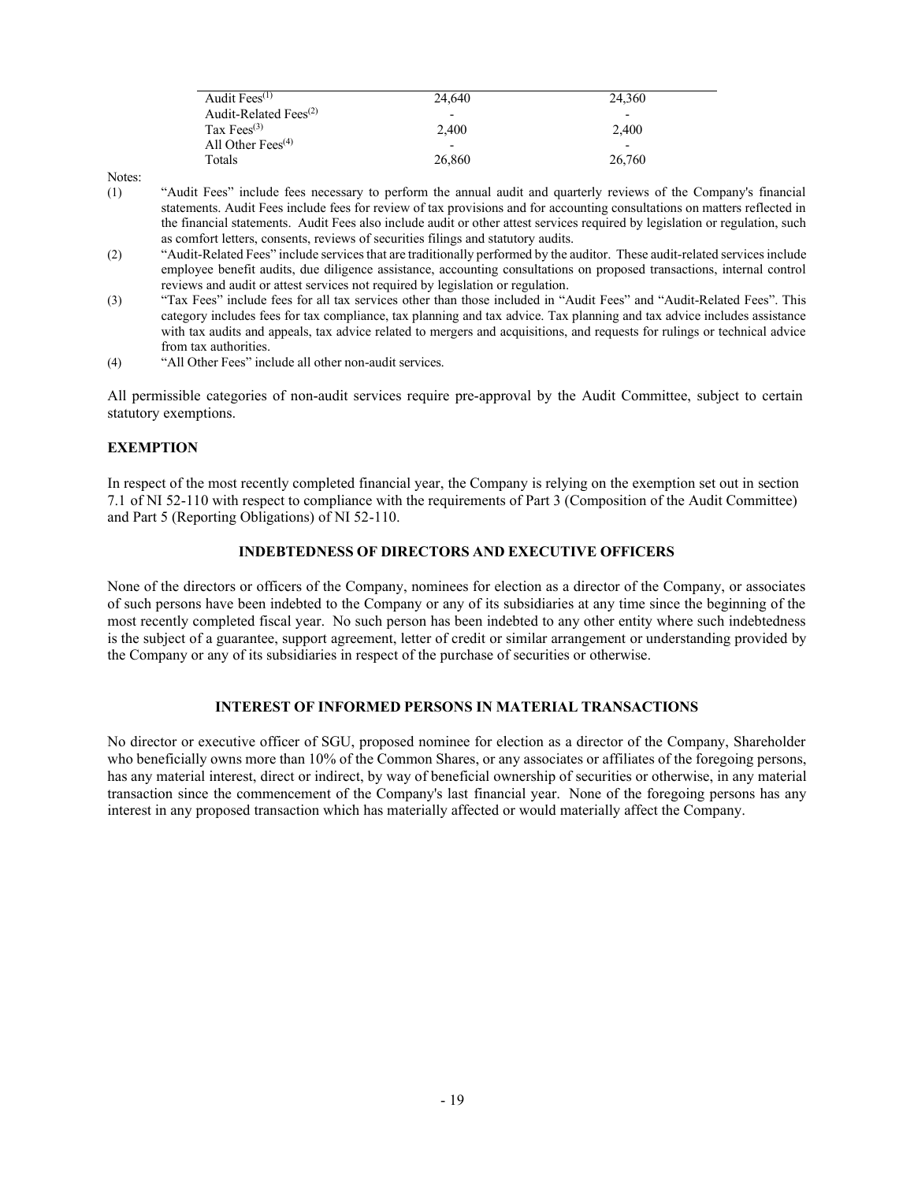| | | |
|---|---|---|
| Audit Fees(1) | 24,640 | 24,360 |
| Audit-Related Fees(2) | - | - |
| Tax Fees(3) | 2,400 | 2,400 |
| All Other Fees(4) | - | - |
| Totals | 26,860 | 26,760 |

Notes:

(1) "Audit Fees" include fees necessary to perform the annual audit and quarterly reviews of the Company's financial statements. Audit Fees include fees for review of tax provisions and for accounting consultations on matters reflected in the financial statements. Audit Fees also include audit or other attest services required by legislation or regulation, such as comfort letters, consents, reviews of securities filings and statutory audits.

(2) "Audit-Related Fees" include services that are traditionally performed by the auditor. These audit-related services include employee benefit audits, due diligence assistance, accounting consultations on proposed transactions, internal control reviews and audit or attest services not required by legislation or regulation.

(3) "Tax Fees" include fees for all tax services other than those included in "Audit Fees" and "Audit-Related Fees". This category includes fees for tax compliance, tax planning and tax advice. Tax planning and tax advice includes assistance with tax audits and appeals, tax advice related to mergers and acquisitions, and requests for rulings or technical advice from tax authorities.

(4) "All Other Fees" include all other non-audit services.

All permissible categories of non-audit services require pre-approval by the Audit Committee, subject to certain statutory exemptions.

**EXEMPTION**

In respect of the most recently completed financial year, the Company is relying on the exemption set out in section 7.1 of NI 52-110 with respect to compliance with the requirements of Part 3 (Composition of the Audit Committee) and Part 5 (Reporting Obligations) of NI 52-110.

## INDEBTEDNESS OF DIRECTORS AND EXECUTIVE OFFICERS

None of the directors or officers of the Company, nominees for election as a director of the Company, or associates of such persons have been indebted to the Company or any of its subsidiaries at any time since the beginning of the most recently completed fiscal year. No such person has been indebted to any other entity where such indebtedness is the subject of a guarantee, support agreement, letter of credit or similar arrangement or understanding provided by the Company or any of its subsidiaries in respect of the purchase of securities or otherwise.

## INTEREST OF INFORMED PERSONS IN MATERIAL TRANSACTIONS

No director or executive officer of SGU, proposed nominee for election as a director of the Company, Shareholder who beneficially owns more than 10% of the Common Shares, or any associates or affiliates of the foregoing persons, has any material interest, direct or indirect, by way of beneficial ownership of securities or otherwise, in any material transaction since the commencement of the Company's last financial year. None of the foregoing persons has any interest in any proposed transaction which has materially affected or would materially affect the Company.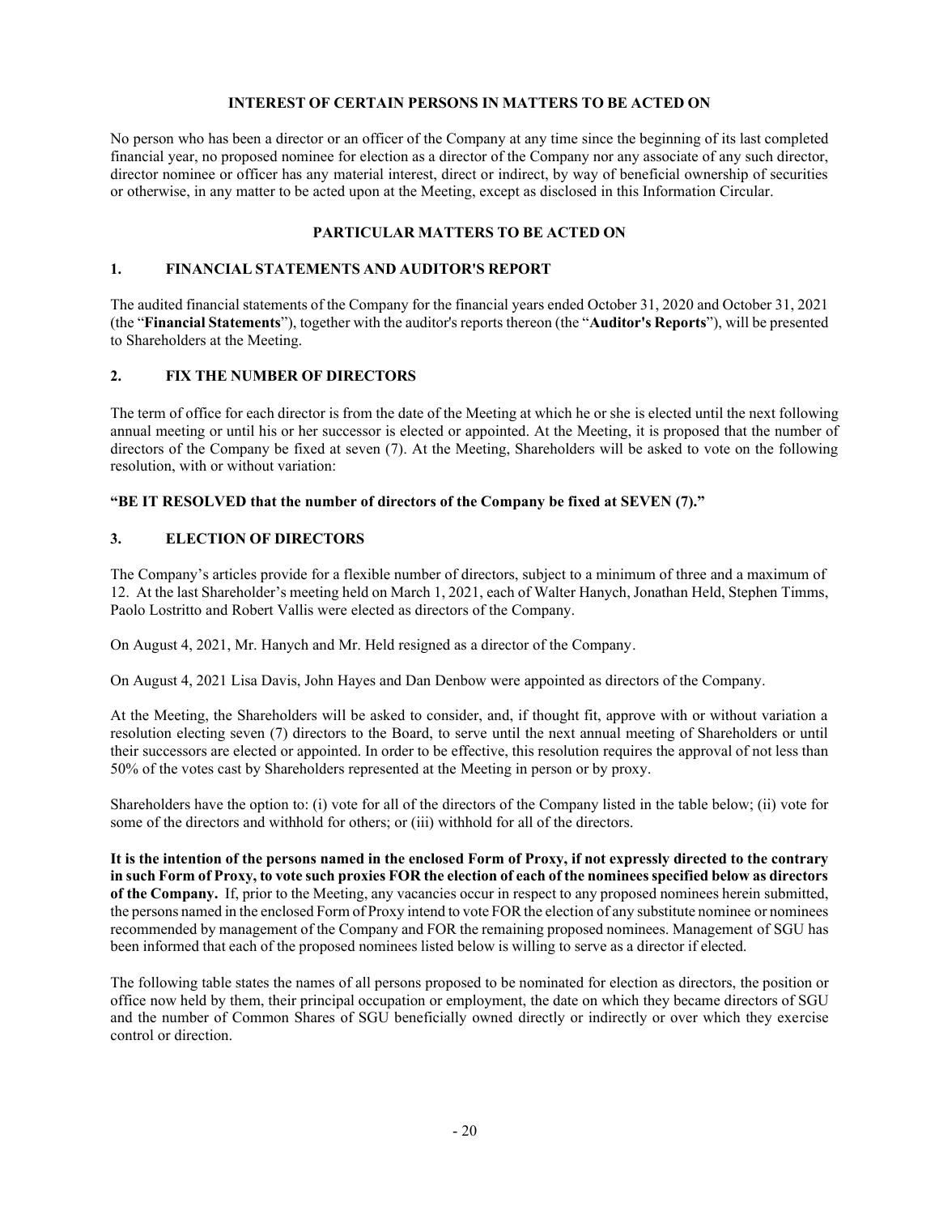## INTEREST OF CERTAIN PERSONS IN MATTERS TO BE ACTED ON

No person who has been a director or an officer of the Company at any time since the beginning of its last completed financial year, no proposed nominee for election as a director of the Company nor any associate of any such director, director nominee or officer has any material interest, direct or indirect, by way of beneficial ownership of securities or otherwise, in any matter to be acted upon at the Meeting, except as disclosed in this Information Circular.

## PARTICULAR MATTERS TO BE ACTED ON

### 1. FINANCIAL STATEMENTS AND AUDITOR'S REPORT

The audited financial statements of the Company for the financial years ended October 31, 2020 and October 31, 2021 (the "**Financial Statements**"), together with the auditor's reports thereon (the "**Auditor's Reports**"), will be presented to Shareholders at the Meeting.

### 2. FIX THE NUMBER OF DIRECTORS

The term of office for each director is from the date of the Meeting at which he or she is elected until the next following annual meeting or until his or her successor is elected or appointed. At the Meeting, it is proposed that the number of directors of the Company be fixed at seven (7). At the Meeting, Shareholders will be asked to vote on the following resolution, with or without variation:

**"BE IT RESOLVED that the number of directors of the Company be fixed at SEVEN (7)."**

### 3. ELECTION OF DIRECTORS

The Company's articles provide for a flexible number of directors, subject to a minimum of three and a maximum of 12. At the last Shareholder's meeting held on March 1, 2021, each of Walter Hanych, Jonathan Held, Stephen Timms, Paolo Lostritto and Robert Vallis were elected as directors of the Company.

On August 4, 2021, Mr. Hanych and Mr. Held resigned as a director of the Company.

On August 4, 2021 Lisa Davis, John Hayes and Dan Denbow were appointed as directors of the Company.

At the Meeting, the Shareholders will be asked to consider, and, if thought fit, approve with or without variation a resolution electing seven (7) directors to the Board, to serve until the next annual meeting of Shareholders or until their successors are elected or appointed. In order to be effective, this resolution requires the approval of not less than 50% of the votes cast by Shareholders represented at the Meeting in person or by proxy.

Shareholders have the option to: (i) vote for all of the directors of the Company listed in the table below; (ii) vote for some of the directors and withhold for others; or (iii) withhold for all of the directors.

**It is the intention of the persons named in the enclosed Form of Proxy, if not expressly directed to the contrary in such Form of Proxy, to vote such proxies FOR the election of each of the nominees specified below as directors of the Company.** If, prior to the Meeting, any vacancies occur in respect to any proposed nominees herein submitted, the persons named in the enclosed Form of Proxy intend to vote FOR the election of any substitute nominee or nominees recommended by management of the Company and FOR the remaining proposed nominees. Management of SGU has been informed that each of the proposed nominees listed below is willing to serve as a director if elected.

The following table states the names of all persons proposed to be nominated for election as directors, the position or office now held by them, their principal occupation or employment, the date on which they became directors of SGU and the number of Common Shares of SGU beneficially owned directly or indirectly or over which they exercise control or direction.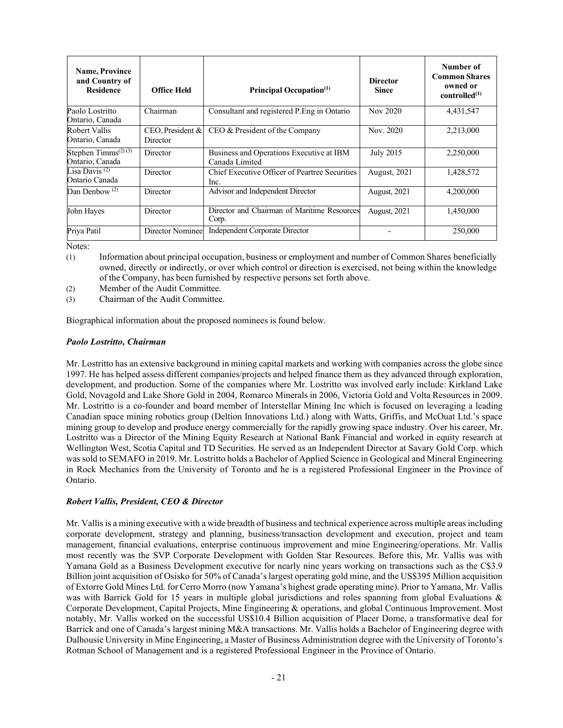| Name, Province and Country of Residence | Office Held | Principal Occupation[(1)] | Director Since | Number of Common Shares owned or controlled[(1)] |
|---|---|---|---|---|
| Paolo Lostritto Ontario, Canada | Chairman | Consultant and registered P.Eng in Ontario | Nov 2020 | 4,431,547 |
| Robert Vallis Ontario, Canada | CEO, President & Director | CEO & President of the Company | Nov. 2020 | 2,213,000 |
| Stephen Timms[(2) (3)] Ontario, Canada | Director | Business and Operations Executive at IBM Canada Limited | July 2015 | 2,250,000 |
| Lisa Davis [(2)] Ontario Canada | Director | Chief Executive Officer of Peartree Securities Inc. | August, 2021 | 1,428,572 |
| Dan Denbow [(2)] | Director | Advisor and Independent Director | August, 2021 | 4,200,000 |
| John Hayes | Director | Director and Chairman of Maritime Resources Corp. | August, 2021 | 1,450,000 |
| Priya Patil | Director Nominee | Independent Corporate Director | - | 250,000 |

Notes:

(1) Information about principal occupation, business or employment and number of Common Shares beneficially owned, directly or indirectly, or over which control or direction is exercised, not being within the knowledge of the Company, has been furnished by respective persons set forth above.

(2) Member of the Audit Committee.

(3) Chairman of the Audit Committee.

Biographical information about the proposed nominees is found below.

***Paolo Lostritto, Chairman***

Mr. Lostritto has an extensive background in mining capital markets and working with companies across the globe since 1997. He has helped assess different companies/projects and helped finance them as they advanced through exploration, development, and production. Some of the companies where Mr. Lostritto was involved early include: Kirkland Lake Gold, Novagold and Lake Shore Gold in 2004, Romarco Minerals in 2006, Victoria Gold and Volta Resources in 2009. Mr. Lostritto is a co-founder and board member of Interstellar Mining Inc which is focused on leveraging a leading Canadian space mining robotics group (Deltion Innovations Ltd.) along with Watts, Griffis, and McOuat Ltd.'s space mining group to develop and produce energy commercially for the rapidly growing space industry. Over his career, Mr. Lostritto was a Director of the Mining Equity Research at National Bank Financial and worked in equity research at Wellington West, Scotia Capital and TD Securities. He served as an Independent Director at Savary Gold Corp. which was sold to SEMAFO in 2019. Mr. Lostritto holds a Bachelor of Applied Science in Geological and Mineral Engineering in Rock Mechanics from the University of Toronto and he is a registered Professional Engineer in the Province of Ontario.

***Robert Vallis, President, CEO & Director***

Mr. Vallis is a mining executive with a wide breadth of business and technical experience across multiple areas including corporate development, strategy and planning, business/transaction development and execution, project and team management, financial evaluations, enterprise continuous improvement and mine Engineering/operations. Mr. Vallis most recently was the SVP Corporate Development with Golden Star Resources. Before this, Mr. Vallis was with Yamana Gold as a Business Development executive for nearly nine years working on transactions such as the C$3.9 Billion joint acquisition of Osisko for 50% of Canada's largest operating gold mine, and the US$395 Million acquisition of Extorre Gold Mines Ltd. for Cerro Morro (now Yamana's highest grade operating mine). Prior to Yamana, Mr. Vallis was with Barrick Gold for 15 years in multiple global jurisdictions and roles spanning from global Evaluations & Corporate Development, Capital Projects, Mine Engineering & operations, and global Continuous Improvement. Most notably, Mr. Vallis worked on the successful US$10.4 Billion acquisition of Placer Dome, a transformative deal for Barrick and one of Canada's largest mining M&A transactions. Mr. Vallis holds a Bachelor of Engineering degree with Dalhousie University in Mine Engineering, a Master of Business Administration degree with the University of Toronto's Rotman School of Management and is a registered Professional Engineer in the Province of Ontario.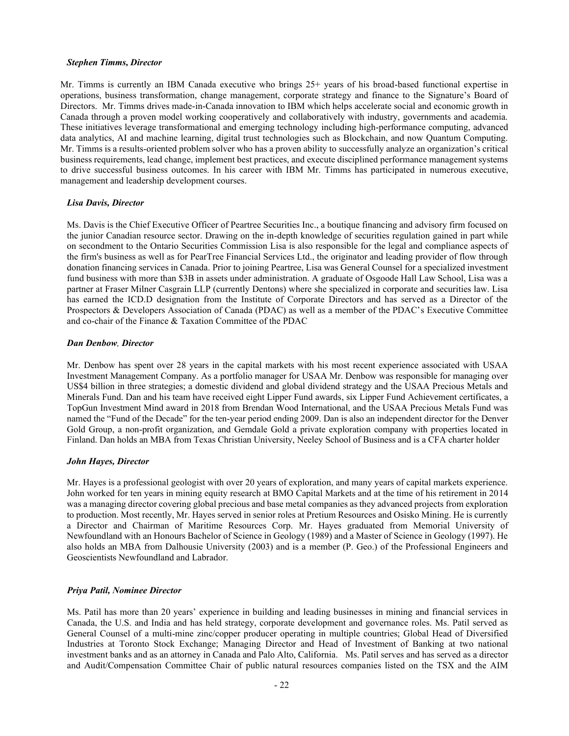***Stephen Timms, Director***

Mr. Timms is currently an IBM Canada executive who brings 25+ years of his broad-based functional expertise in operations, business transformation, change management, corporate strategy and finance to the Signature's Board of Directors. Mr. Timms drives made-in-Canada innovation to IBM which helps accelerate social and economic growth in Canada through a proven model working cooperatively and collaboratively with industry, governments and academia. These initiatives leverage transformational and emerging technology including high-performance computing, advanced data analytics, AI and machine learning, digital trust technologies such as Blockchain, and now Quantum Computing. Mr. Timms is a results-oriented problem solver who has a proven ability to successfully analyze an organization's critical business requirements, lead change, implement best practices, and execute disciplined performance management systems to drive successful business outcomes. In his career with IBM Mr. Timms has participated in numerous executive, management and leadership development courses.

***Lisa Davis, Director***

Ms. Davis is the Chief Executive Officer of Peartree Securities Inc., a boutique financing and advisory firm focused on the junior Canadian resource sector. Drawing on the in-depth knowledge of securities regulation gained in part while on secondment to the Ontario Securities Commission Lisa is also responsible for the legal and compliance aspects of the firm's business as well as for PearTree Financial Services Ltd., the originator and leading provider of flow through donation financing services in Canada. Prior to joining Peartree, Lisa was General Counsel for a specialized investment fund business with more than $3B in assets under administration. A graduate of Osgoode Hall Law School, Lisa was a partner at Fraser Milner Casgrain LLP (currently Dentons) where she specialized in corporate and securities law. Lisa has earned the ICD.D designation from the Institute of Corporate Directors and has served as a Director of the Prospectors & Developers Association of Canada (PDAC) as well as a member of the PDAC's Executive Committee and co-chair of the Finance & Taxation Committee of the PDAC

***Dan Denbow, Director***

Mr. Denbow has spent over 28 years in the capital markets with his most recent experience associated with USAA Investment Management Company. As a portfolio manager for USAA Mr. Denbow was responsible for managing over US$4 billion in three strategies; a domestic dividend and global dividend strategy and the USAA Precious Metals and Minerals Fund. Dan and his team have received eight Lipper Fund awards, six Lipper Fund Achievement certificates, a TopGun Investment Mind award in 2018 from Brendan Wood International, and the USAA Precious Metals Fund was named the "Fund of the Decade" for the ten-year period ending 2009. Dan is also an independent director for the Denver Gold Group, a non-profit organization, and Gemdale Gold a private exploration company with properties located in Finland. Dan holds an MBA from Texas Christian University, Neeley School of Business and is a CFA charter holder

***John Hayes, Director***

Mr. Hayes is a professional geologist with over 20 years of exploration, and many years of capital markets experience. John worked for ten years in mining equity research at BMO Capital Markets and at the time of his retirement in 2014 was a managing director covering global precious and base metal companies as they advanced projects from exploration to production. Most recently, Mr. Hayes served in senior roles at Pretium Resources and Osisko Mining. He is currently a Director and Chairman of Maritime Resources Corp. Mr. Hayes graduated from Memorial University of Newfoundland with an Honours Bachelor of Science in Geology (1989) and a Master of Science in Geology (1997). He also holds an MBA from Dalhousie University (2003) and is a member (P. Geo.) of the Professional Engineers and Geoscientists Newfoundland and Labrador.

***Priya Patil, Nominee Director***

Ms. Patil has more than 20 years' experience in building and leading businesses in mining and financial services in Canada, the U.S. and India and has held strategy, corporate development and governance roles. Ms. Patil served as General Counsel of a multi-mine zinc/copper producer operating in multiple countries; Global Head of Diversified Industries at Toronto Stock Exchange; Managing Director and Head of Investment of Banking at two national investment banks and as an attorney in Canada and Palo Alto, California. Ms. Patil serves and has served as a director and Audit/Compensation Committee Chair of public natural resources companies listed on the TSX and the AIM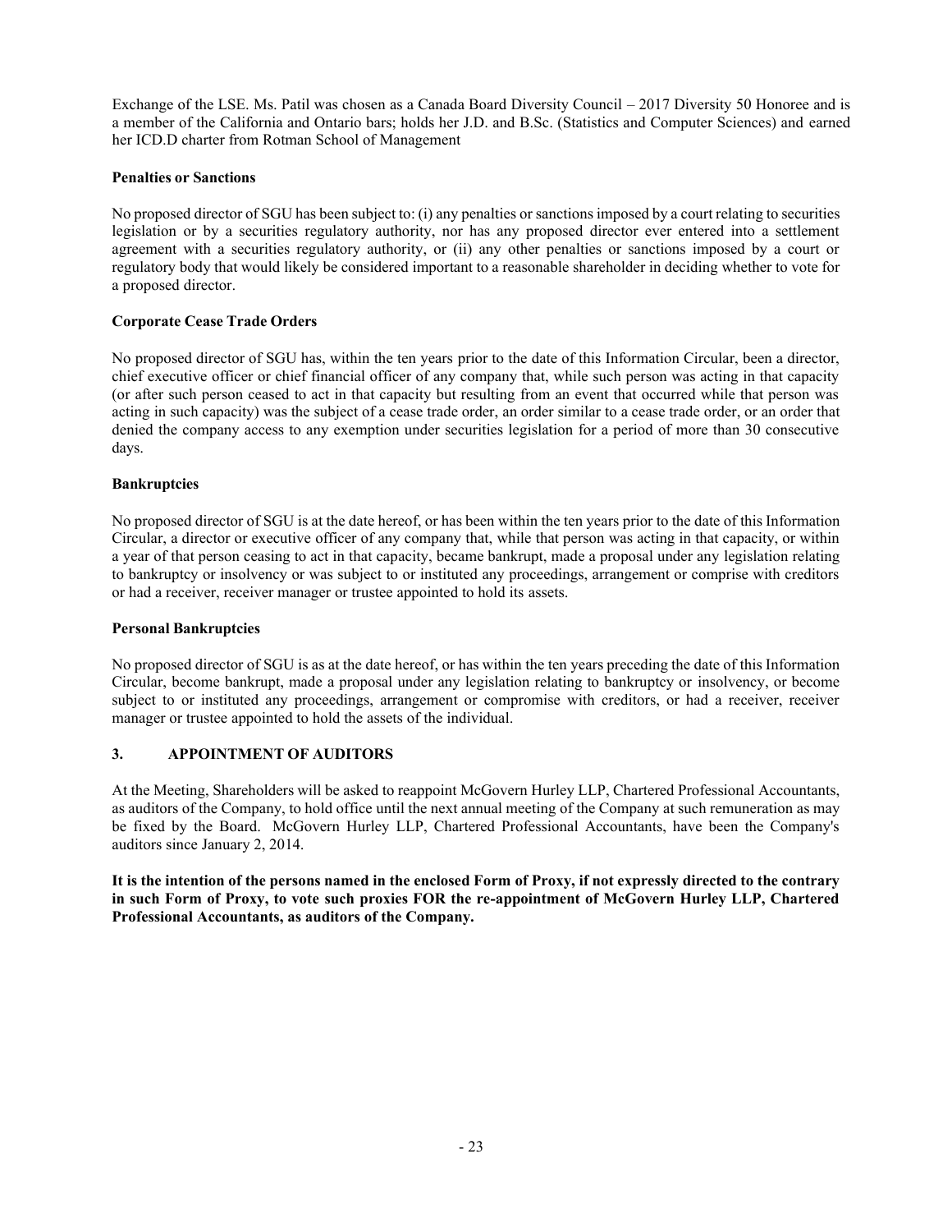Exchange of the LSE. Ms. Patil was chosen as a Canada Board Diversity Council – 2017 Diversity 50 Honoree and is a member of the California and Ontario bars; holds her J.D. and B.Sc. (Statistics and Computer Sciences) and earned her ICD.D charter from Rotman School of Management

**Penalties or Sanctions**

No proposed director of SGU has been subject to: (i) any penalties or sanctions imposed by a court relating to securities legislation or by a securities regulatory authority, nor has any proposed director ever entered into a settlement agreement with a securities regulatory authority, or (ii) any other penalties or sanctions imposed by a court or regulatory body that would likely be considered important to a reasonable shareholder in deciding whether to vote for a proposed director.

**Corporate Cease Trade Orders**

No proposed director of SGU has, within the ten years prior to the date of this Information Circular, been a director, chief executive officer or chief financial officer of any company that, while such person was acting in that capacity (or after such person ceased to act in that capacity but resulting from an event that occurred while that person was acting in such capacity) was the subject of a cease trade order, an order similar to a cease trade order, or an order that denied the company access to any exemption under securities legislation for a period of more than 30 consecutive days.

**Bankruptcies**

No proposed director of SGU is at the date hereof, or has been within the ten years prior to the date of this Information Circular, a director or executive officer of any company that, while that person was acting in that capacity, or within a year of that person ceasing to act in that capacity, became bankrupt, made a proposal under any legislation relating to bankruptcy or insolvency or was subject to or instituted any proceedings, arrangement or comprise with creditors or had a receiver, receiver manager or trustee appointed to hold its assets.

**Personal Bankruptcies**

No proposed director of SGU is as at the date hereof, or has within the ten years preceding the date of this Information Circular, become bankrupt, made a proposal under any legislation relating to bankruptcy or insolvency, or become subject to or instituted any proceedings, arrangement or compromise with creditors, or had a receiver, receiver manager or trustee appointed to hold the assets of the individual.

## 3. APPOINTMENT OF AUDITORS

At the Meeting, Shareholders will be asked to reappoint McGovern Hurley LLP, Chartered Professional Accountants, as auditors of the Company, to hold office until the next annual meeting of the Company at such remuneration as may be fixed by the Board. McGovern Hurley LLP, Chartered Professional Accountants, have been the Company's auditors since January 2, 2014.

**It is the intention of the persons named in the enclosed Form of Proxy, if not expressly directed to the contrary in such Form of Proxy, to vote such proxies FOR the re-appointment of McGovern Hurley LLP, Chartered Professional Accountants, as auditors of the Company.**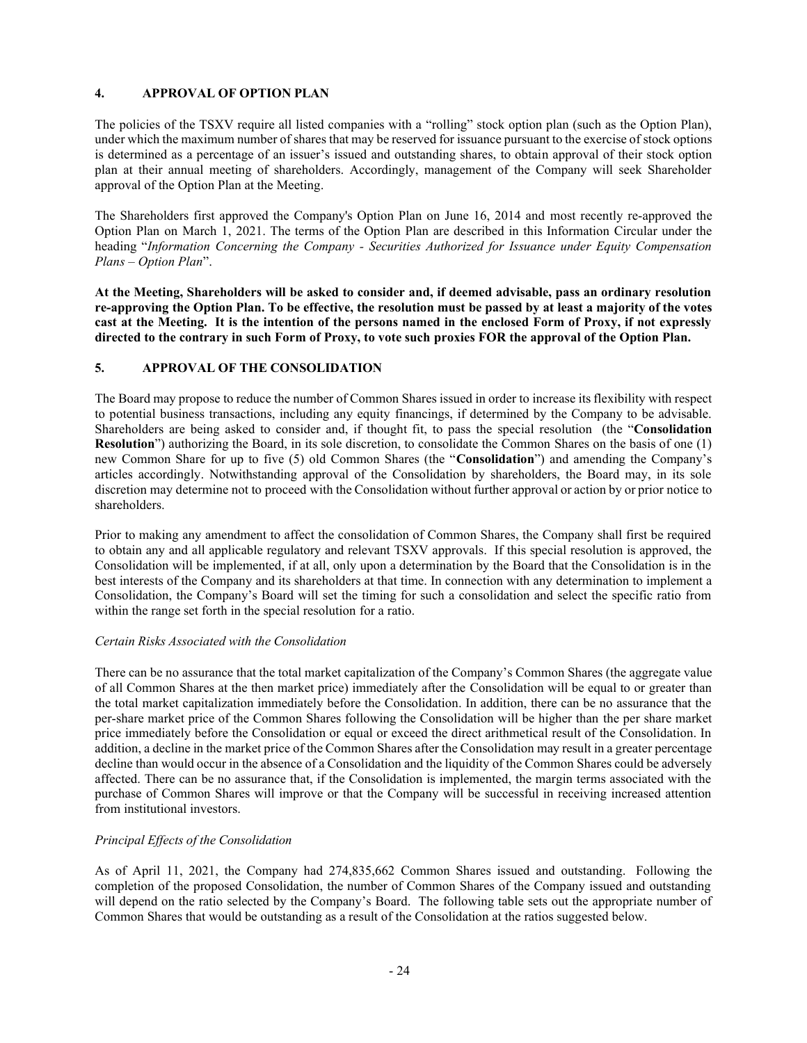## 4. APPROVAL OF OPTION PLAN

The policies of the TSXV require all listed companies with a "rolling" stock option plan (such as the Option Plan), under which the maximum number of shares that may be reserved for issuance pursuant to the exercise of stock options is determined as a percentage of an issuer's issued and outstanding shares, to obtain approval of their stock option plan at their annual meeting of shareholders. Accordingly, management of the Company will seek Shareholder approval of the Option Plan at the Meeting.

The Shareholders first approved the Company's Option Plan on June 16, 2014 and most recently re-approved the Option Plan on March 1, 2021. The terms of the Option Plan are described in this Information Circular under the heading "*Information Concerning the Company - Securities Authorized for Issuance under Equity Compensation Plans – Option Plan*".

**At the Meeting, Shareholders will be asked to consider and, if deemed advisable, pass an ordinary resolution re-approving the Option Plan. To be effective, the resolution must be passed by at least a majority of the votes cast at the Meeting. It is the intention of the persons named in the enclosed Form of Proxy, if not expressly directed to the contrary in such Form of Proxy, to vote such proxies FOR the approval of the Option Plan.**

## 5. APPROVAL OF THE CONSOLIDATION

The Board may propose to reduce the number of Common Shares issued in order to increase its flexibility with respect to potential business transactions, including any equity financings, if determined by the Company to be advisable. Shareholders are being asked to consider and, if thought fit, to pass the special resolution (the "**Consolidation Resolution**") authorizing the Board, in its sole discretion, to consolidate the Common Shares on the basis of one (1) new Common Share for up to five (5) old Common Shares (the "**Consolidation**") and amending the Company's articles accordingly. Notwithstanding approval of the Consolidation by shareholders, the Board may, in its sole discretion may determine not to proceed with the Consolidation without further approval or action by or prior notice to shareholders.

Prior to making any amendment to affect the consolidation of Common Shares, the Company shall first be required to obtain any and all applicable regulatory and relevant TSXV approvals. If this special resolution is approved, the Consolidation will be implemented, if at all, only upon a determination by the Board that the Consolidation is in the best interests of the Company and its shareholders at that time. In connection with any determination to implement a Consolidation, the Company's Board will set the timing for such a consolidation and select the specific ratio from within the range set forth in the special resolution for a ratio.

*Certain Risks Associated with the Consolidation*

There can be no assurance that the total market capitalization of the Company's Common Shares (the aggregate value of all Common Shares at the then market price) immediately after the Consolidation will be equal to or greater than the total market capitalization immediately before the Consolidation. In addition, there can be no assurance that the per-share market price of the Common Shares following the Consolidation will be higher than the per share market price immediately before the Consolidation or equal or exceed the direct arithmetical result of the Consolidation. In addition, a decline in the market price of the Common Shares after the Consolidation may result in a greater percentage decline than would occur in the absence of a Consolidation and the liquidity of the Common Shares could be adversely affected. There can be no assurance that, if the Consolidation is implemented, the margin terms associated with the purchase of Common Shares will improve or that the Company will be successful in receiving increased attention from institutional investors.

*Principal Effects of the Consolidation*

As of April 11, 2021, the Company had 274,835,662 Common Shares issued and outstanding. Following the completion of the proposed Consolidation, the number of Common Shares of the Company issued and outstanding will depend on the ratio selected by the Company's Board. The following table sets out the appropriate number of Common Shares that would be outstanding as a result of the Consolidation at the ratios suggested below.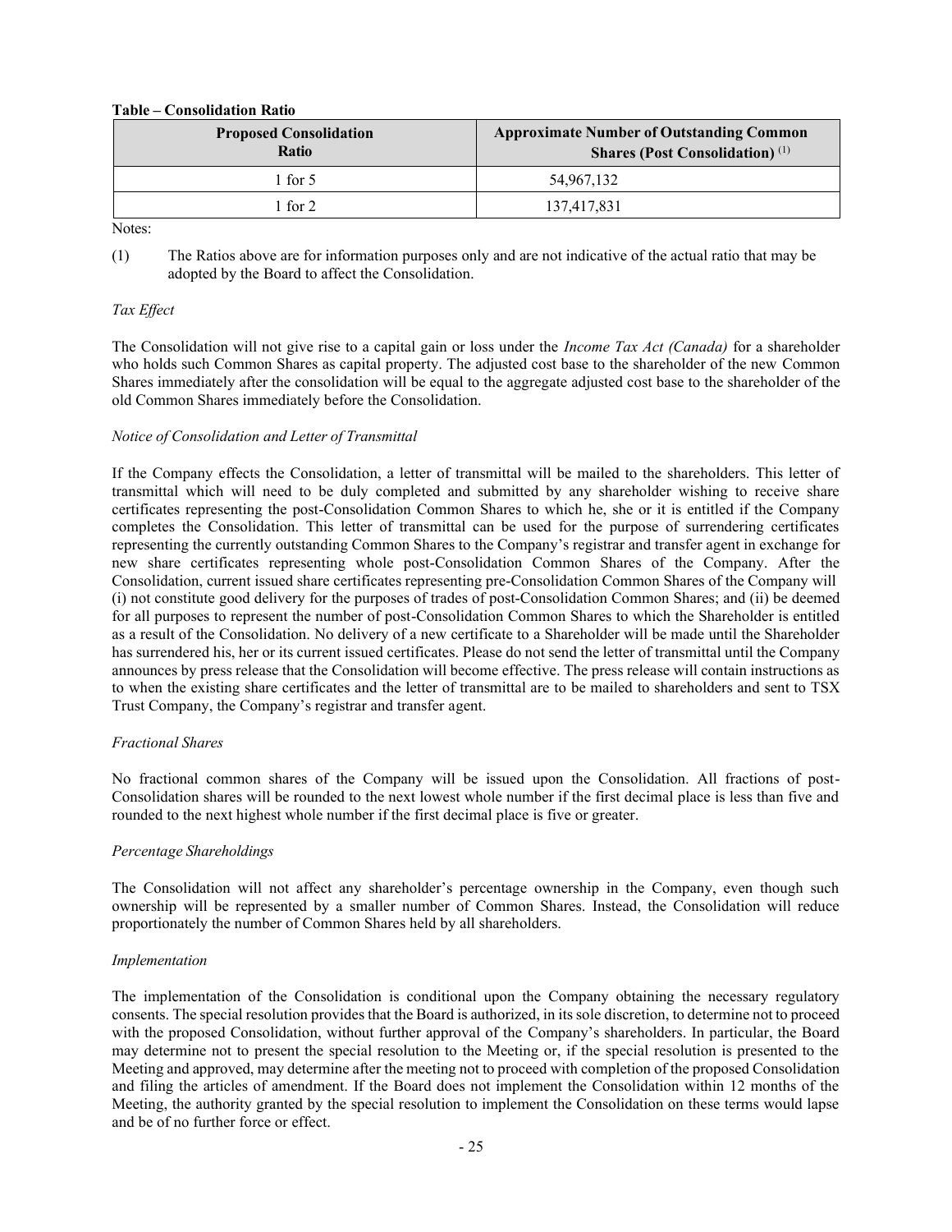**Table – Consolidation Ratio**

| Proposed Consolidation Ratio | Approximate Number of Outstanding Common Shares (Post Consolidation) (1) |
|---|---|
| 1 for 5 | 54,967,132 |
| 1 for 2 | 137,417,831 |

Notes:

(1) The Ratios above are for information purposes only and are not indicative of the actual ratio that may be adopted by the Board to affect the Consolidation.

*Tax Effect*

The Consolidation will not give rise to a capital gain or loss under the *Income Tax Act (Canada)* for a shareholder who holds such Common Shares as capital property. The adjusted cost base to the shareholder of the new Common Shares immediately after the consolidation will be equal to the aggregate adjusted cost base to the shareholder of the old Common Shares immediately before the Consolidation.

*Notice of Consolidation and Letter of Transmittal*

If the Company effects the Consolidation, a letter of transmittal will be mailed to the shareholders. This letter of transmittal which will need to be duly completed and submitted by any shareholder wishing to receive share certificates representing the post-Consolidation Common Shares to which he, she or it is entitled if the Company completes the Consolidation. This letter of transmittal can be used for the purpose of surrendering certificates representing the currently outstanding Common Shares to the Company's registrar and transfer agent in exchange for new share certificates representing whole post-Consolidation Common Shares of the Company. After the Consolidation, current issued share certificates representing pre-Consolidation Common Shares of the Company will (i) not constitute good delivery for the purposes of trades of post-Consolidation Common Shares; and (ii) be deemed for all purposes to represent the number of post-Consolidation Common Shares to which the Shareholder is entitled as a result of the Consolidation. No delivery of a new certificate to a Shareholder will be made until the Shareholder has surrendered his, her or its current issued certificates. Please do not send the letter of transmittal until the Company announces by press release that the Consolidation will become effective. The press release will contain instructions as to when the existing share certificates and the letter of transmittal are to be mailed to shareholders and sent to TSX Trust Company, the Company's registrar and transfer agent.

*Fractional Shares*

No fractional common shares of the Company will be issued upon the Consolidation. All fractions of post-Consolidation shares will be rounded to the next lowest whole number if the first decimal place is less than five and rounded to the next highest whole number if the first decimal place is five or greater.

*Percentage Shareholdings*

The Consolidation will not affect any shareholder's percentage ownership in the Company, even though such ownership will be represented by a smaller number of Common Shares. Instead, the Consolidation will reduce proportionately the number of Common Shares held by all shareholders.

*Implementation*

The implementation of the Consolidation is conditional upon the Company obtaining the necessary regulatory consents. The special resolution provides that the Board is authorized, in its sole discretion, to determine not to proceed with the proposed Consolidation, without further approval of the Company's shareholders. In particular, the Board may determine not to present the special resolution to the Meeting or, if the special resolution is presented to the Meeting and approved, may determine after the meeting not to proceed with completion of the proposed Consolidation and filing the articles of amendment. If the Board does not implement the Consolidation within 12 months of the Meeting, the authority granted by the special resolution to implement the Consolidation on these terms would lapse and be of no further force or effect.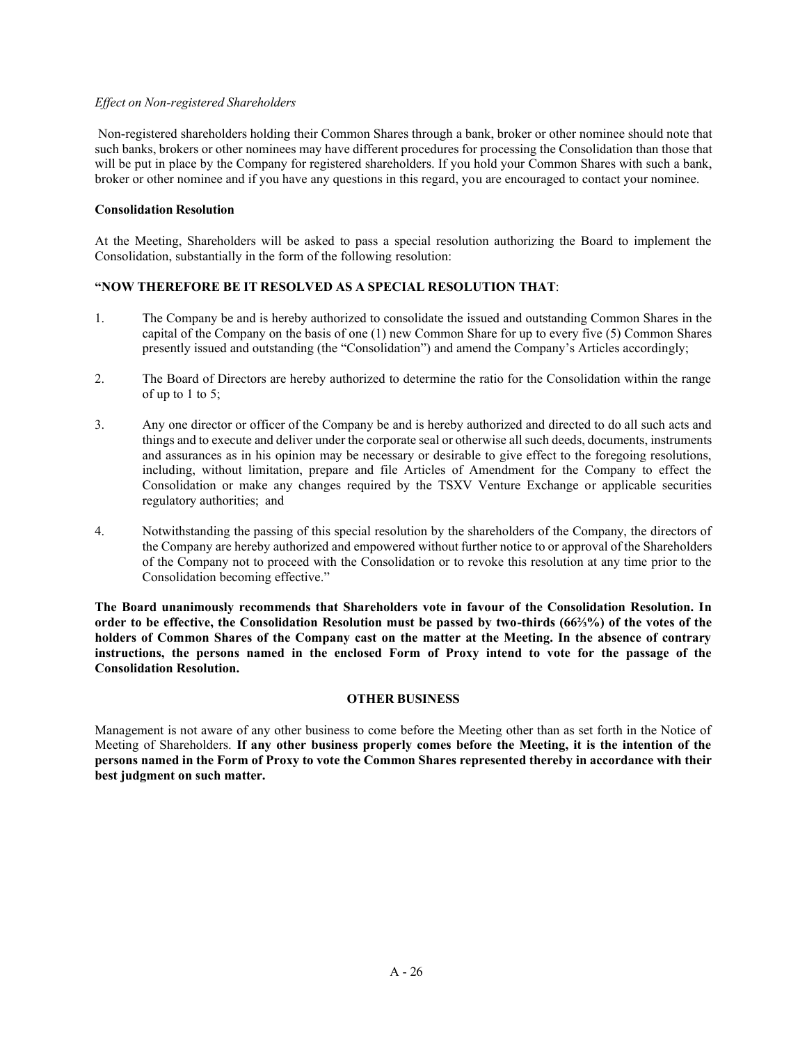*Effect on Non-registered Shareholders*

Non-registered shareholders holding their Common Shares through a bank, broker or other nominee should note that such banks, brokers or other nominees may have different procedures for processing the Consolidation than those that will be put in place by the Company for registered shareholders. If you hold your Common Shares with such a bank, broker or other nominee and if you have any questions in this regard, you are encouraged to contact your nominee.

**Consolidation Resolution**

At the Meeting, Shareholders will be asked to pass a special resolution authorizing the Board to implement the Consolidation, substantially in the form of the following resolution:

**"NOW THEREFORE BE IT RESOLVED AS A SPECIAL RESOLUTION THAT**:

1. The Company be and is hereby authorized to consolidate the issued and outstanding Common Shares in the capital of the Company on the basis of one (1) new Common Share for up to every five (5) Common Shares presently issued and outstanding (the "Consolidation") and amend the Company's Articles accordingly;

2. The Board of Directors are hereby authorized to determine the ratio for the Consolidation within the range of up to 1 to 5;

3. Any one director or officer of the Company be and is hereby authorized and directed to do all such acts and things and to execute and deliver under the corporate seal or otherwise all such deeds, documents, instruments and assurances as in his opinion may be necessary or desirable to give effect to the foregoing resolutions, including, without limitation, prepare and file Articles of Amendment for the Company to effect the Consolidation or make any changes required by the TSXV Venture Exchange or applicable securities regulatory authorities; and

4. Notwithstanding the passing of this special resolution by the shareholders of the Company, the directors of the Company are hereby authorized and empowered without further notice to or approval of the Shareholders of the Company not to proceed with the Consolidation or to revoke this resolution at any time prior to the Consolidation becoming effective."

**The Board unanimously recommends that Shareholders vote in favour of the Consolidation Resolution. In order to be effective, the Consolidation Resolution must be passed by two-thirds (66⅔%) of the votes of the holders of Common Shares of the Company cast on the matter at the Meeting. In the absence of contrary instructions, the persons named in the enclosed Form of Proxy intend to vote for the passage of the Consolidation Resolution.**

**OTHER BUSINESS**

Management is not aware of any other business to come before the Meeting other than as set forth in the Notice of Meeting of Shareholders. **If any other business properly comes before the Meeting, it is the intention of the persons named in the Form of Proxy to vote the Common Shares represented thereby in accordance with their best judgment on such matter.**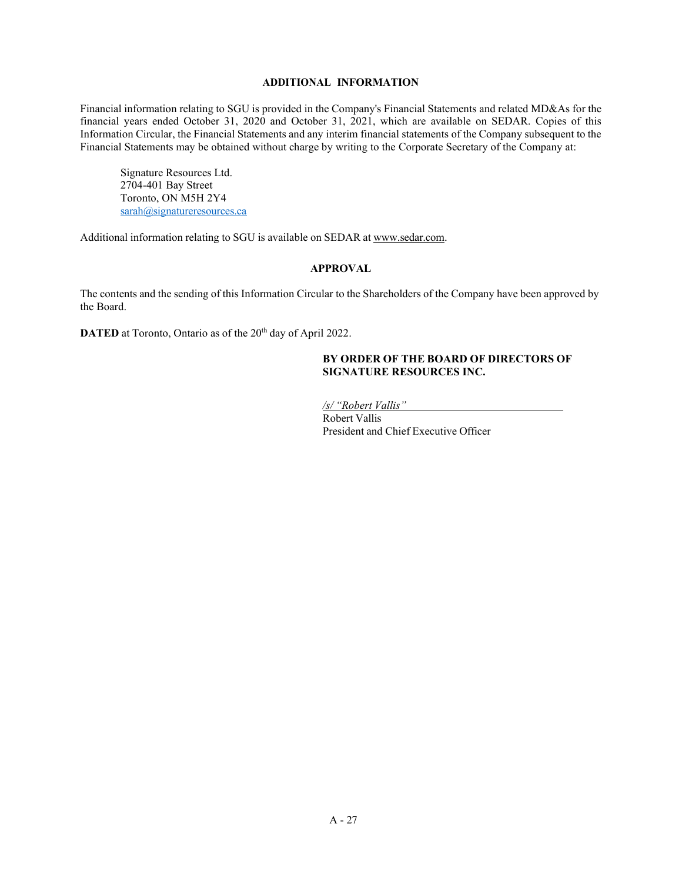## ADDITIONAL INFORMATION

Financial information relating to SGU is provided in the Company's Financial Statements and related MD&As for the financial years ended October 31, 2020 and October 31, 2021, which are available on SEDAR. Copies of this Information Circular, the Financial Statements and any interim financial statements of the Company subsequent to the Financial Statements may be obtained without charge by writing to the Corporate Secretary of the Company at:

Signature Resources Ltd.
2704-401 Bay Street
Toronto, ON M5H 2Y4
sarah@signatureresources.ca

Additional information relating to SGU is available on SEDAR at www.sedar.com.

## APPROVAL

The contents and the sending of this Information Circular to the Shareholders of the Company have been approved by the Board.

**DATED** at Toronto, Ontario as of the 20th day of April 2022.

**BY ORDER OF THE BOARD OF DIRECTORS OF SIGNATURE RESOURCES INC.**

*/s/ "Robert Vallis"*
Robert Vallis
President and Chief Executive Officer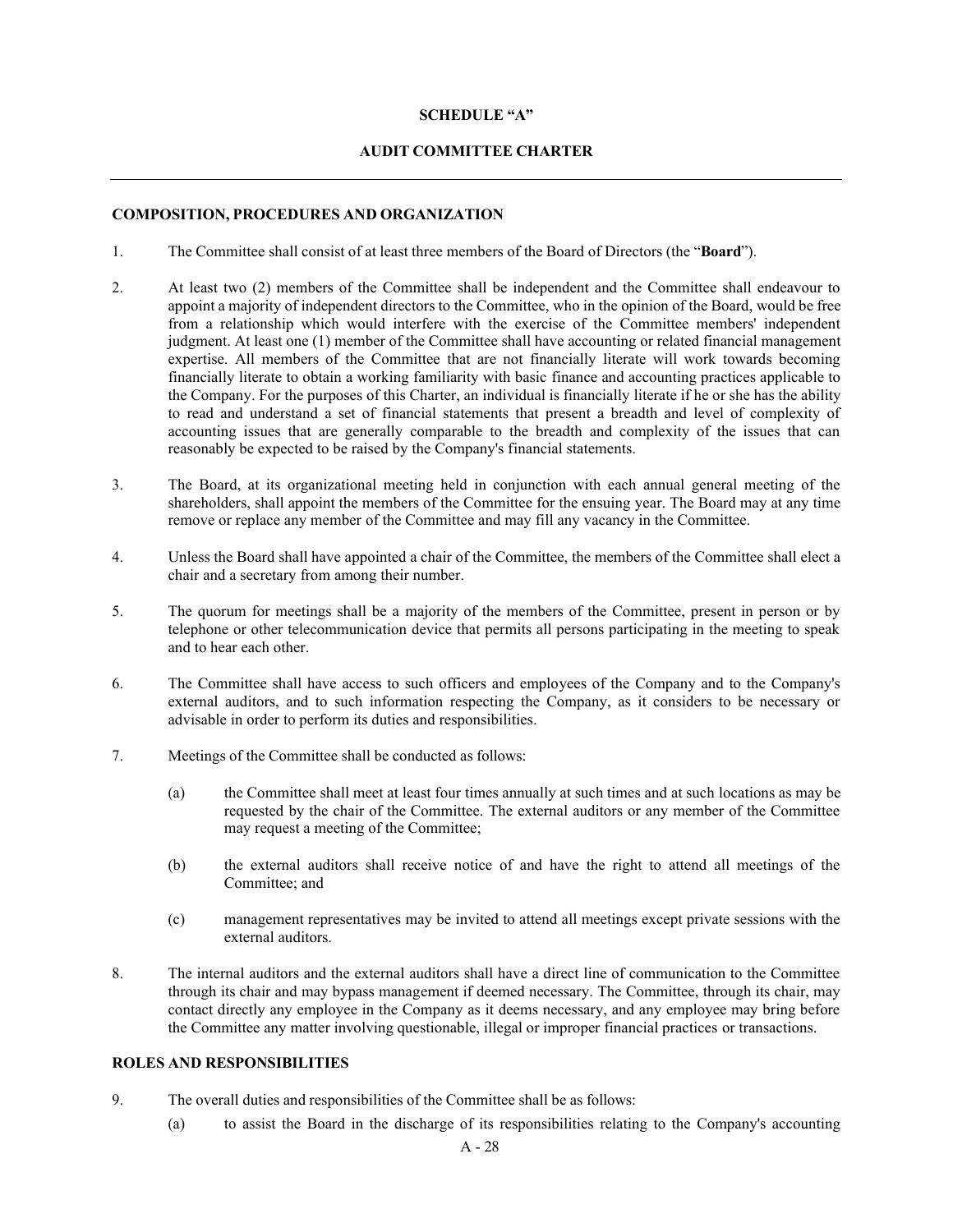**SCHEDULE "A"**

**AUDIT COMMITTEE CHARTER**

---

**COMPOSITION, PROCEDURES AND ORGANIZATION**

1. The Committee shall consist of at least three members of the Board of Directors (the "**Board**").

2. At least two (2) members of the Committee shall be independent and the Committee shall endeavour to appoint a majority of independent directors to the Committee, who in the opinion of the Board, would be free from a relationship which would interfere with the exercise of the Committee members' independent judgment. At least one (1) member of the Committee shall have accounting or related financial management expertise. All members of the Committee that are not financially literate will work towards becoming financially literate to obtain a working familiarity with basic finance and accounting practices applicable to the Company. For the purposes of this Charter, an individual is financially literate if he or she has the ability to read and understand a set of financial statements that present a breadth and level of complexity of accounting issues that are generally comparable to the breadth and complexity of the issues that can reasonably be expected to be raised by the Company's financial statements.

3. The Board, at its organizational meeting held in conjunction with each annual general meeting of the shareholders, shall appoint the members of the Committee for the ensuing year. The Board may at any time remove or replace any member of the Committee and may fill any vacancy in the Committee.

4. Unless the Board shall have appointed a chair of the Committee, the members of the Committee shall elect a chair and a secretary from among their number.

5. The quorum for meetings shall be a majority of the members of the Committee, present in person or by telephone or other telecommunication device that permits all persons participating in the meeting to speak and to hear each other.

6. The Committee shall have access to such officers and employees of the Company and to the Company's external auditors, and to such information respecting the Company, as it considers to be necessary or advisable in order to perform its duties and responsibilities.

7. Meetings of the Committee shall be conducted as follows:

   (a) the Committee shall meet at least four times annually at such times and at such locations as may be requested by the chair of the Committee. The external auditors or any member of the Committee may request a meeting of the Committee;

   (b) the external auditors shall receive notice of and have the right to attend all meetings of the Committee; and

   (c) management representatives may be invited to attend all meetings except private sessions with the external auditors.

8. The internal auditors and the external auditors shall have a direct line of communication to the Committee through its chair and may bypass management if deemed necessary. The Committee, through its chair, may contact directly any employee in the Company as it deems necessary, and any employee may bring before the Committee any matter involving questionable, illegal or improper financial practices or transactions.

**ROLES AND RESPONSIBILITIES**

9. The overall duties and responsibilities of the Committee shall be as follows:

   (a) to assist the Board in the discharge of its responsibilities relating to the Company's accounting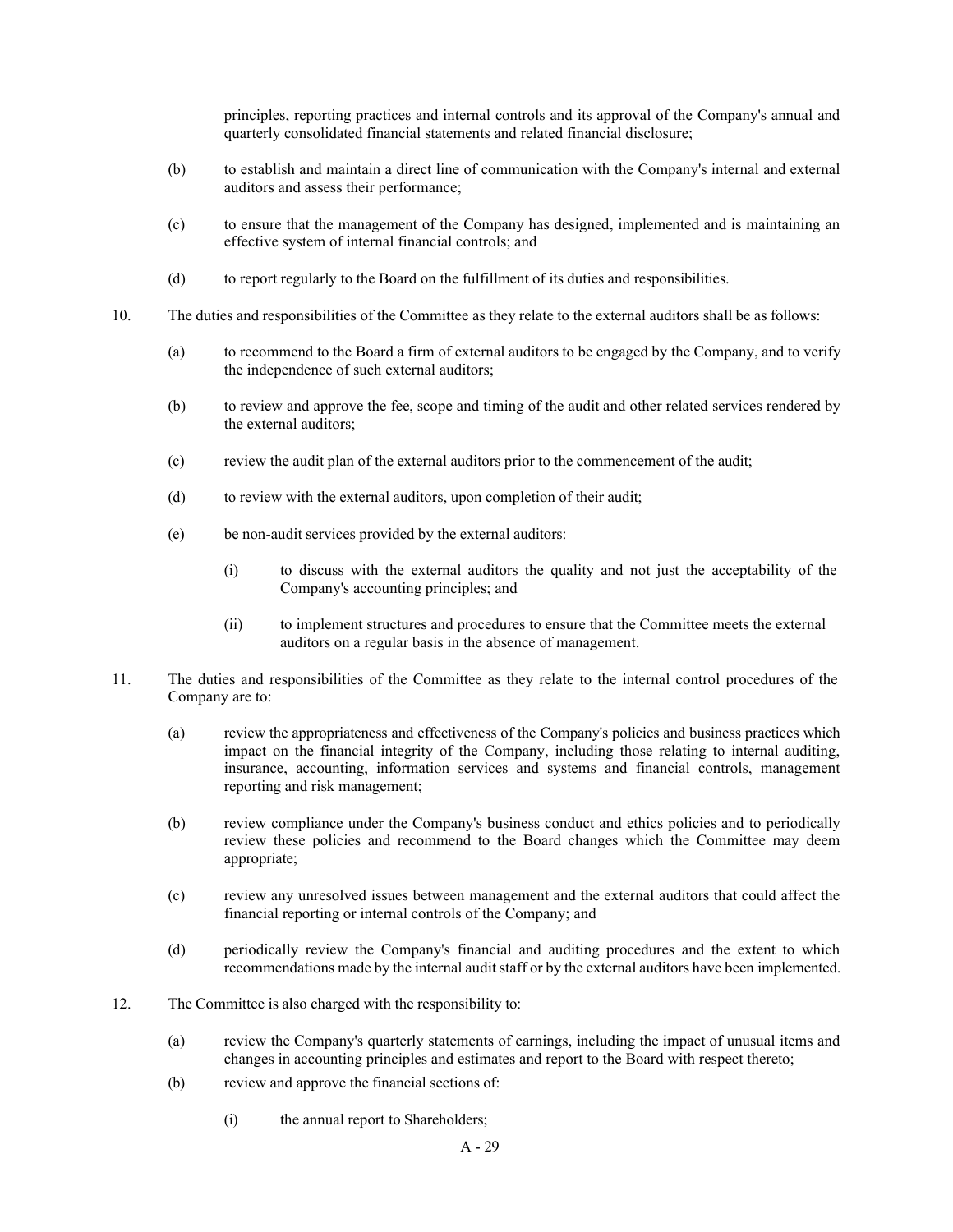principles, reporting practices and internal controls and its approval of the Company's annual and quarterly consolidated financial statements and related financial disclosure;

(b) to establish and maintain a direct line of communication with the Company's internal and external auditors and assess their performance;

(c) to ensure that the management of the Company has designed, implemented and is maintaining an effective system of internal financial controls; and

(d) to report regularly to the Board on the fulfillment of its duties and responsibilities.

10. The duties and responsibilities of the Committee as they relate to the external auditors shall be as follows:

(a) to recommend to the Board a firm of external auditors to be engaged by the Company, and to verify the independence of such external auditors;

(b) to review and approve the fee, scope and timing of the audit and other related services rendered by the external auditors;

(c) review the audit plan of the external auditors prior to the commencement of the audit;

(d) to review with the external auditors, upon completion of their audit;

(e) be non-audit services provided by the external auditors:

(i) to discuss with the external auditors the quality and not just the acceptability of the Company's accounting principles; and

(ii) to implement structures and procedures to ensure that the Committee meets the external auditors on a regular basis in the absence of management.

11. The duties and responsibilities of the Committee as they relate to the internal control procedures of the Company are to:

(a) review the appropriateness and effectiveness of the Company's policies and business practices which impact on the financial integrity of the Company, including those relating to internal auditing, insurance, accounting, information services and systems and financial controls, management reporting and risk management;

(b) review compliance under the Company's business conduct and ethics policies and to periodically review these policies and recommend to the Board changes which the Committee may deem appropriate;

(c) review any unresolved issues between management and the external auditors that could affect the financial reporting or internal controls of the Company; and

(d) periodically review the Company's financial and auditing procedures and the extent to which recommendations made by the internal audit staff or by the external auditors have been implemented.

12. The Committee is also charged with the responsibility to:

(a) review the Company's quarterly statements of earnings, including the impact of unusual items and changes in accounting principles and estimates and report to the Board with respect thereto;

(b) review and approve the financial sections of:

(i) the annual report to Shareholders;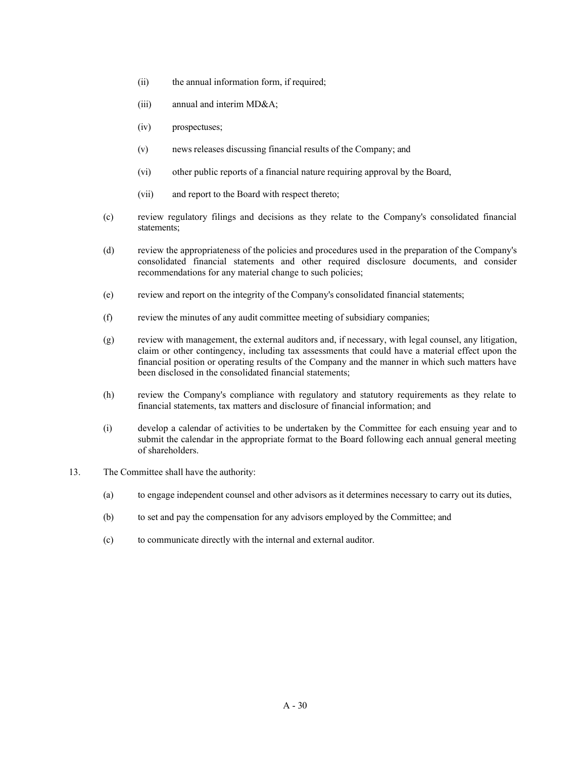- (ii) the annual information form, if required;
- (iii) annual and interim MD&A;
- (iv) prospectuses;
- (v) news releases discussing financial results of the Company; and
- (vi) other public reports of a financial nature requiring approval by the Board,
- (vii) and report to the Board with respect thereto;

(c) review regulatory filings and decisions as they relate to the Company's consolidated financial statements;

(d) review the appropriateness of the policies and procedures used in the preparation of the Company's consolidated financial statements and other required disclosure documents, and consider recommendations for any material change to such policies;

(e) review and report on the integrity of the Company's consolidated financial statements;

(f) review the minutes of any audit committee meeting of subsidiary companies;

(g) review with management, the external auditors and, if necessary, with legal counsel, any litigation, claim or other contingency, including tax assessments that could have a material effect upon the financial position or operating results of the Company and the manner in which such matters have been disclosed in the consolidated financial statements;

(h) review the Company's compliance with regulatory and statutory requirements as they relate to financial statements, tax matters and disclosure of financial information; and

(i) develop a calendar of activities to be undertaken by the Committee for each ensuing year and to submit the calendar in the appropriate format to the Board following each annual general meeting of shareholders.

13. The Committee shall have the authority:

(a) to engage independent counsel and other advisors as it determines necessary to carry out its duties,

(b) to set and pay the compensation for any advisors employed by the Committee; and

(c) to communicate directly with the internal and external auditor.